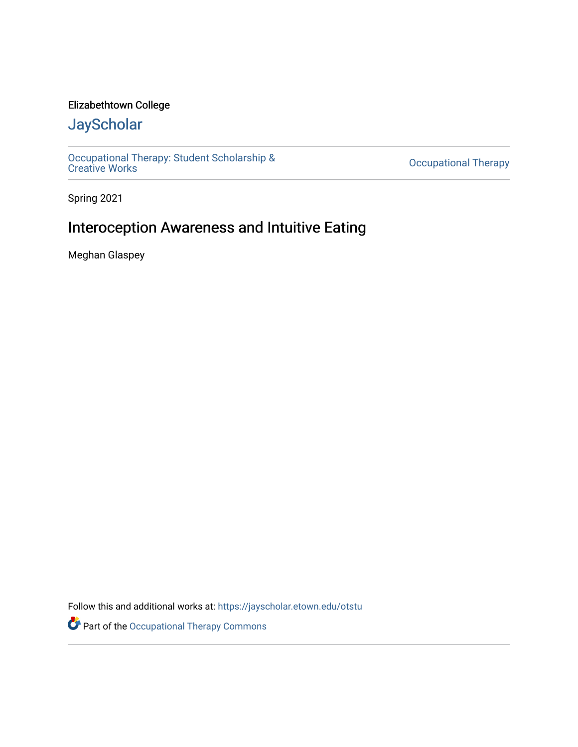Elizabethtown College

## JayScholar

Occupational Therapy: Student Scholarship & Creative Works

Occupational Therapy

Spring 2021

# Interoception Awareness and Intuitive Eating

Meghan Glaspey

Follow this and additional works at: https://jayscholar.etown.edu/otstu

Part of the Occupational Therapy Commons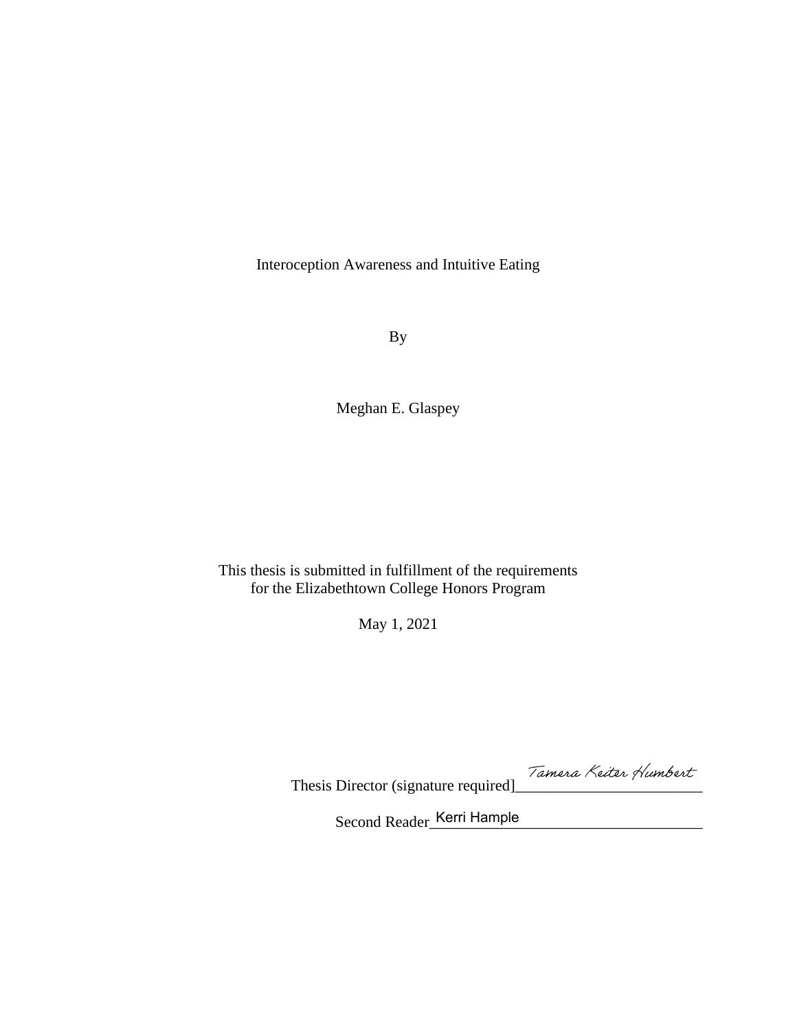Interoception Awareness and Intuitive Eating

By

Meghan E. Glaspey

This thesis is submitted in fulfillment of the requirements
for the Elizabethtown College Honors Program

May 1, 2021

Thesis Director (signature required] Tamera Keiter Humbert

Second Reader Kerri Hample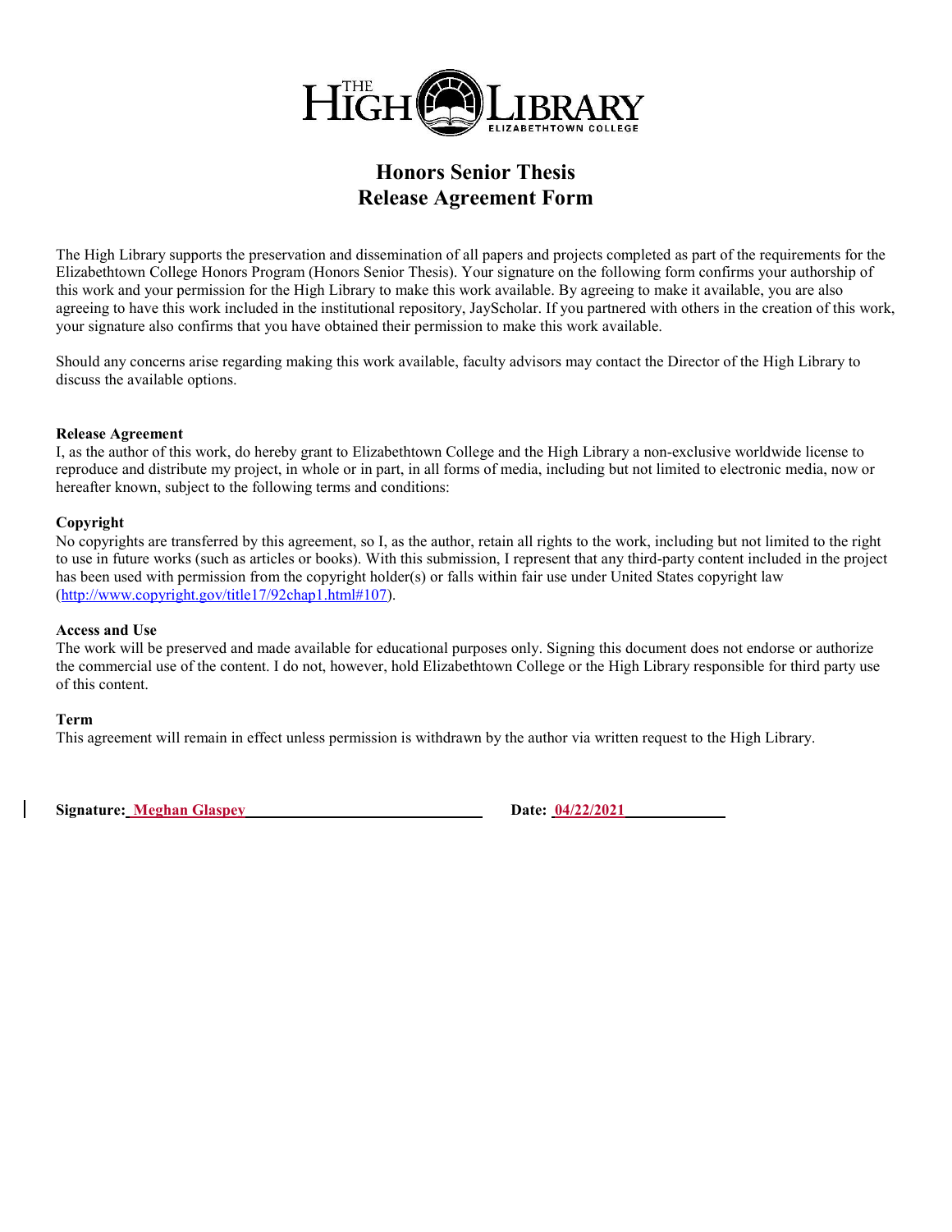THE HIGH LIBRARY
ELIZABETHTOWN COLLEGE

# Honors Senior Thesis
# Release Agreement Form

The High Library supports the preservation and dissemination of all papers and projects completed as part of the requirements for the Elizabethtown College Honors Program (Honors Senior Thesis). Your signature on the following form confirms your authorship of this work and your permission for the High Library to make this work available. By agreeing to make it available, you are also agreeing to have this work included in the institutional repository, JayScholar. If you partnered with others in the creation of this work, your signature also confirms that you have obtained their permission to make this work available.

Should any concerns arise regarding making this work available, faculty advisors may contact the Director of the High Library to discuss the available options.

**Release Agreement**
I, as the author of this work, do hereby grant to Elizabethtown College and the High Library a non-exclusive worldwide license to reproduce and distribute my project, in whole or in part, in all forms of media, including but not limited to electronic media, now or hereafter known, subject to the following terms and conditions:

**Copyright**
No copyrights are transferred by this agreement, so I, as the author, retain all rights to the work, including but not limited to the right to use in future works (such as articles or books). With this submission, I represent that any third-party content included in the project has been used with permission from the copyright holder(s) or falls within fair use under United States copyright law (http://www.copyright.gov/title17/92chap1.html#107).

**Access and Use**
The work will be preserved and made available for educational purposes only. Signing this document does not endorse or authorize the commercial use of the content. I do not, however, hold Elizabethtown College or the High Library responsible for third party use of this content.

**Term**
This agreement will remain in effect unless permission is withdrawn by the author via written request to the High Library.

**Signature:** Meghan Glaspey **Date:** 04/22/2021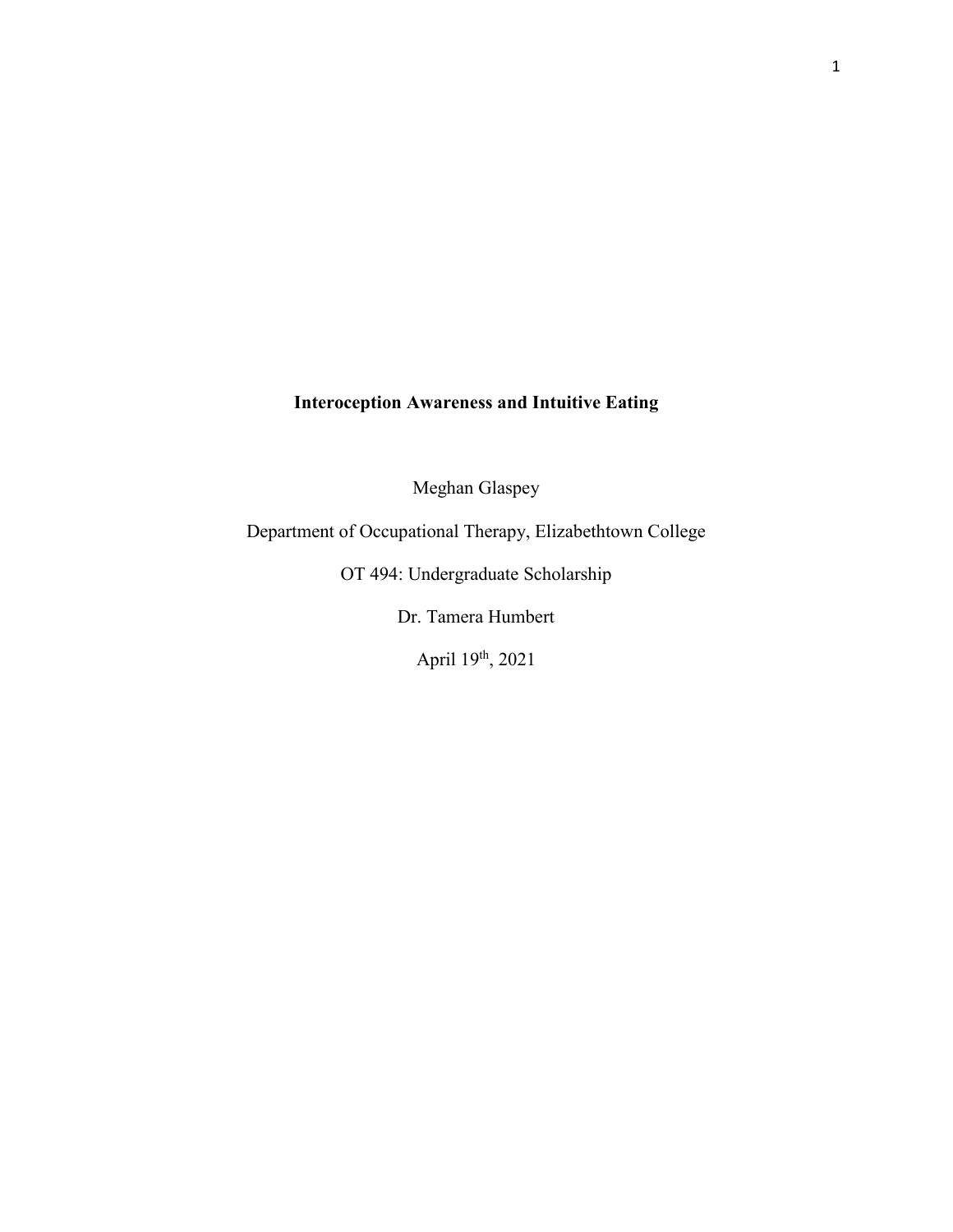**Interoception Awareness and Intuitive Eating**

Meghan Glaspey

Department of Occupational Therapy, Elizabethtown College

OT 494: Undergraduate Scholarship

Dr. Tamera Humbert

April 19th, 2021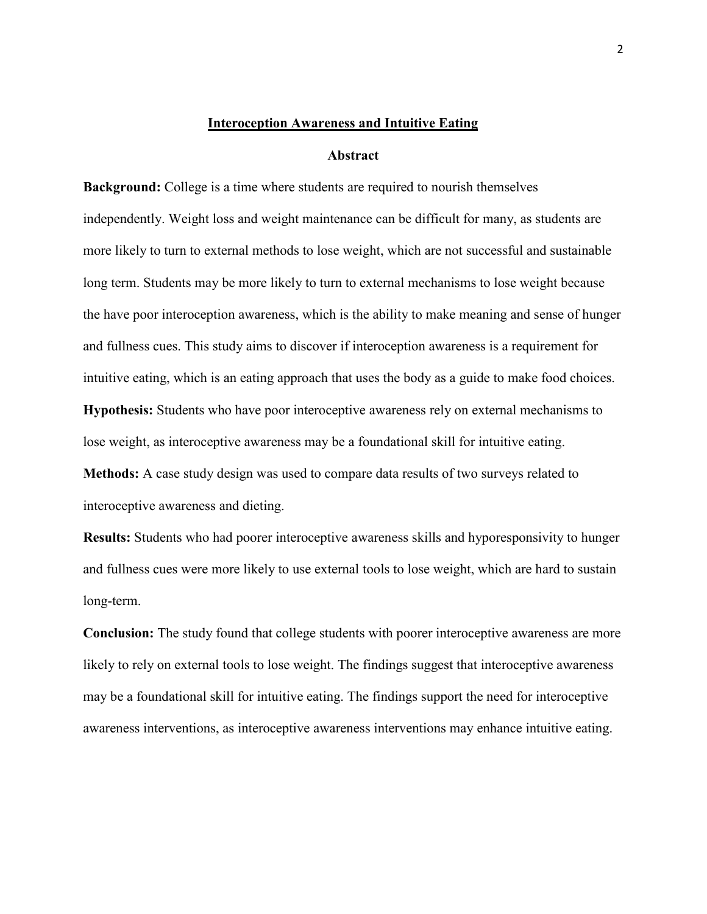# Interoception Awareness and Intuitive Eating

## Abstract

**Background:** College is a time where students are required to nourish themselves independently. Weight loss and weight maintenance can be difficult for many, as students are more likely to turn to external methods to lose weight, which are not successful and sustainable long term. Students may be more likely to turn to external mechanisms to lose weight because the have poor interoception awareness, which is the ability to make meaning and sense of hunger and fullness cues. This study aims to discover if interoception awareness is a requirement for intuitive eating, which is an eating approach that uses the body as a guide to make food choices.

**Hypothesis:** Students who have poor interoceptive awareness rely on external mechanisms to lose weight, as interoceptive awareness may be a foundational skill for intuitive eating.

**Methods:** A case study design was used to compare data results of two surveys related to interoceptive awareness and dieting.

**Results:** Students who had poorer interoceptive awareness skills and hyporesponsivity to hunger and fullness cues were more likely to use external tools to lose weight, which are hard to sustain long-term.

**Conclusion:** The study found that college students with poorer interoceptive awareness are more likely to rely on external tools to lose weight. The findings suggest that interoceptive awareness may be a foundational skill for intuitive eating. The findings support the need for interoceptive awareness interventions, as interoceptive awareness interventions may enhance intuitive eating.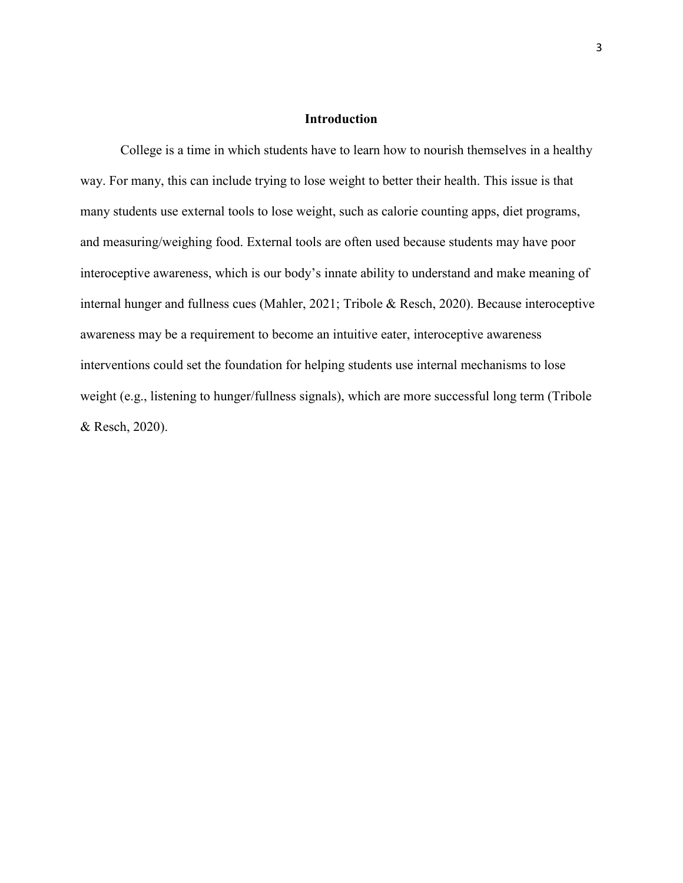## Introduction

College is a time in which students have to learn how to nourish themselves in a healthy way. For many, this can include trying to lose weight to better their health. This issue is that many students use external tools to lose weight, such as calorie counting apps, diet programs, and measuring/weighing food. External tools are often used because students may have poor interoceptive awareness, which is our body's innate ability to understand and make meaning of internal hunger and fullness cues (Mahler, 2021; Tribole & Resch, 2020). Because interoceptive awareness may be a requirement to become an intuitive eater, interoceptive awareness interventions could set the foundation for helping students use internal mechanisms to lose weight (e.g., listening to hunger/fullness signals), which are more successful long term (Tribole & Resch, 2020).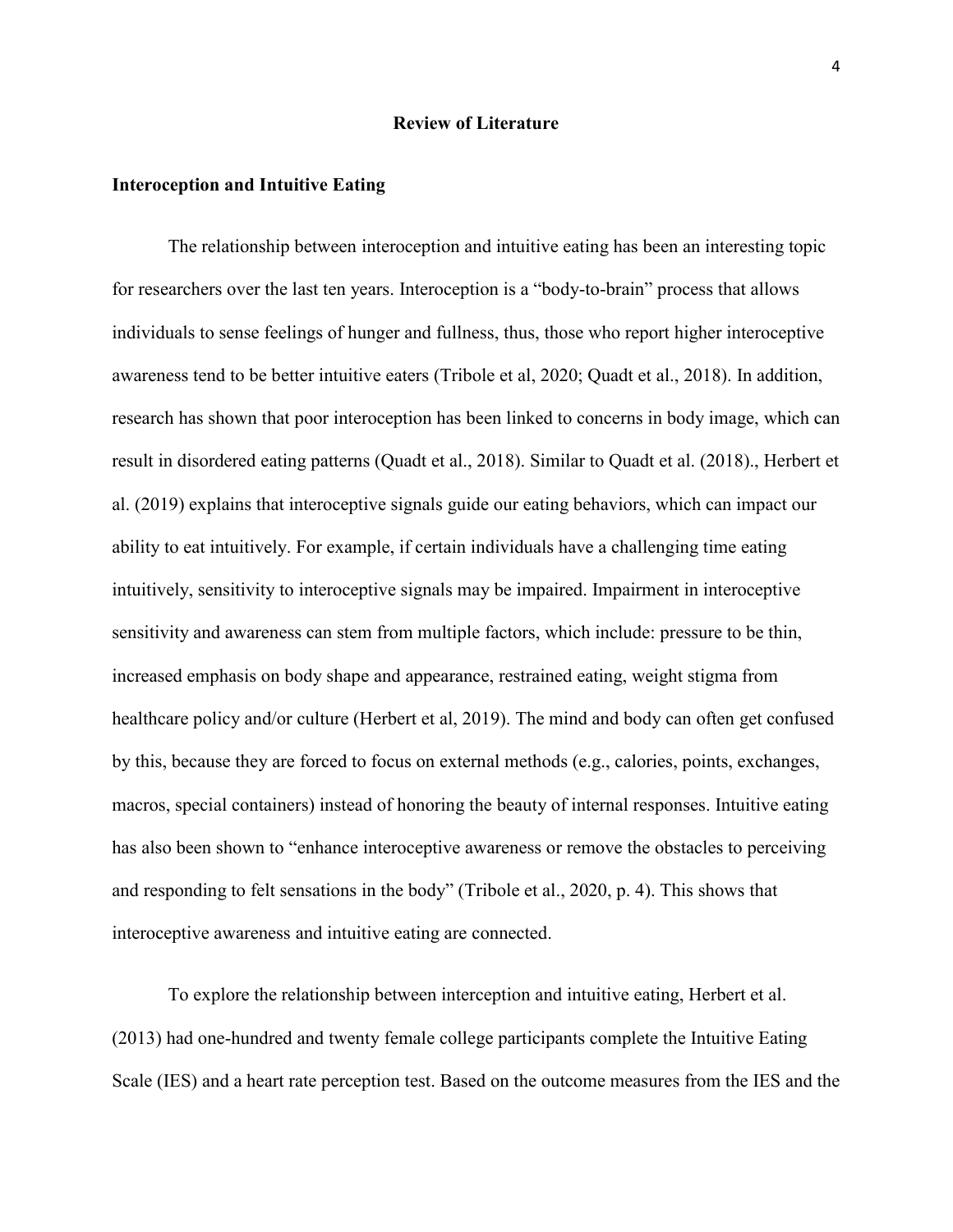# Review of Literature

## Interoception and Intuitive Eating

The relationship between interoception and intuitive eating has been an interesting topic for researchers over the last ten years. Interoception is a "body-to-brain" process that allows individuals to sense feelings of hunger and fullness, thus, those who report higher interoceptive awareness tend to be better intuitive eaters (Tribole et al, 2020; Quadt et al., 2018). In addition, research has shown that poor interoception has been linked to concerns in body image, which can result in disordered eating patterns (Quadt et al., 2018). Similar to Quadt et al. (2018)., Herbert et al. (2019) explains that interoceptive signals guide our eating behaviors, which can impact our ability to eat intuitively. For example, if certain individuals have a challenging time eating intuitively, sensitivity to interoceptive signals may be impaired. Impairment in interoceptive sensitivity and awareness can stem from multiple factors, which include: pressure to be thin, increased emphasis on body shape and appearance, restrained eating, weight stigma from healthcare policy and/or culture (Herbert et al, 2019). The mind and body can often get confused by this, because they are forced to focus on external methods (e.g., calories, points, exchanges, macros, special containers) instead of honoring the beauty of internal responses. Intuitive eating has also been shown to "enhance interoceptive awareness or remove the obstacles to perceiving and responding to felt sensations in the body" (Tribole et al., 2020, p. 4). This shows that interoceptive awareness and intuitive eating are connected.

To explore the relationship between interception and intuitive eating, Herbert et al. (2013) had one-hundred and twenty female college participants complete the Intuitive Eating Scale (IES) and a heart rate perception test. Based on the outcome measures from the IES and the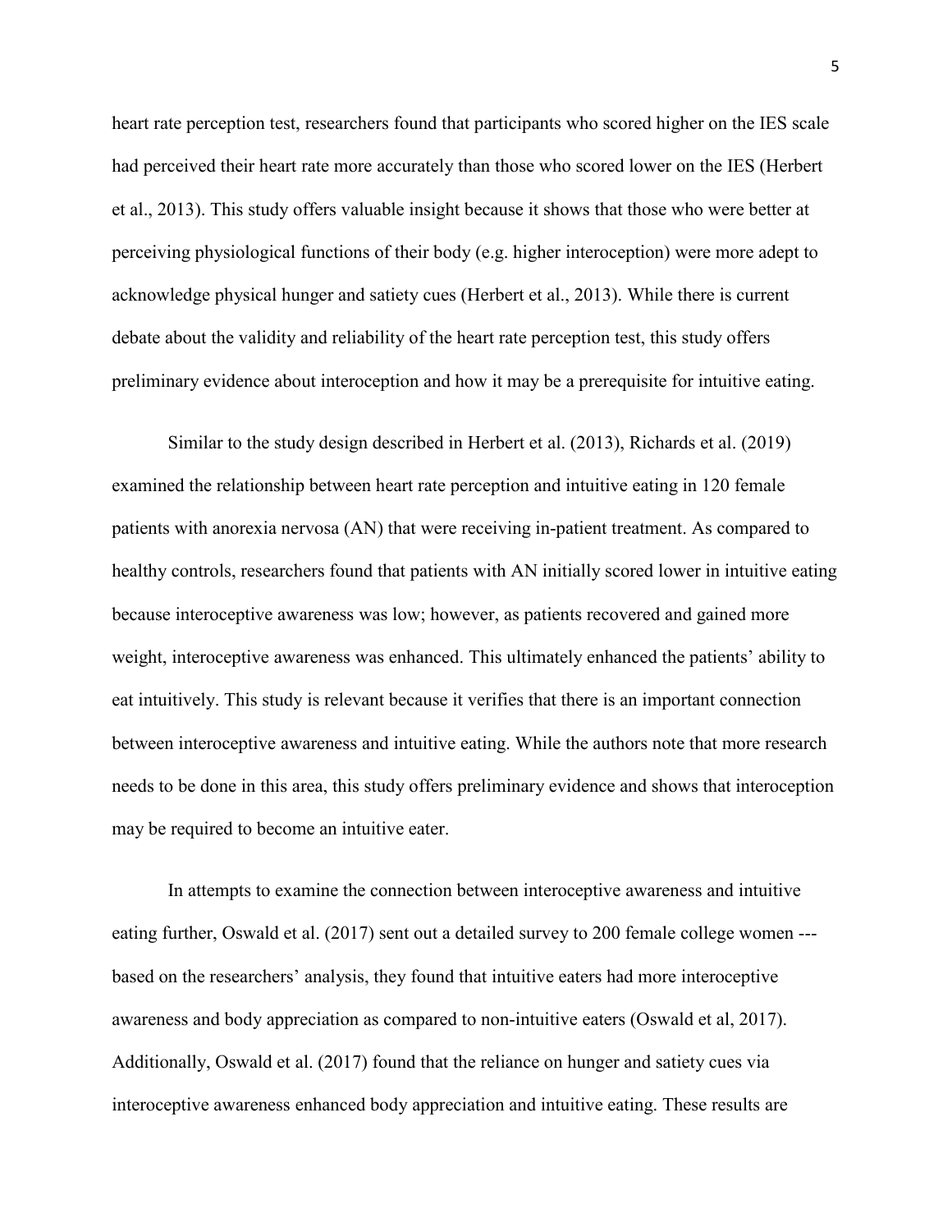heart rate perception test, researchers found that participants who scored higher on the IES scale had perceived their heart rate more accurately than those who scored lower on the IES (Herbert et al., 2013). This study offers valuable insight because it shows that those who were better at perceiving physiological functions of their body (e.g. higher interoception) were more adept to acknowledge physical hunger and satiety cues (Herbert et al., 2013). While there is current debate about the validity and reliability of the heart rate perception test, this study offers preliminary evidence about interoception and how it may be a prerequisite for intuitive eating.

Similar to the study design described in Herbert et al. (2013), Richards et al. (2019) examined the relationship between heart rate perception and intuitive eating in 120 female patients with anorexia nervosa (AN) that were receiving in-patient treatment. As compared to healthy controls, researchers found that patients with AN initially scored lower in intuitive eating because interoceptive awareness was low; however, as patients recovered and gained more weight, interoceptive awareness was enhanced. This ultimately enhanced the patients' ability to eat intuitively. This study is relevant because it verifies that there is an important connection between interoceptive awareness and intuitive eating. While the authors note that more research needs to be done in this area, this study offers preliminary evidence and shows that interoception may be required to become an intuitive eater.

In attempts to examine the connection between interoceptive awareness and intuitive eating further, Oswald et al. (2017) sent out a detailed survey to 200 female college women --- based on the researchers' analysis, they found that intuitive eaters had more interoceptive awareness and body appreciation as compared to non-intuitive eaters (Oswald et al, 2017). Additionally, Oswald et al. (2017) found that the reliance on hunger and satiety cues via interoceptive awareness enhanced body appreciation and intuitive eating. These results are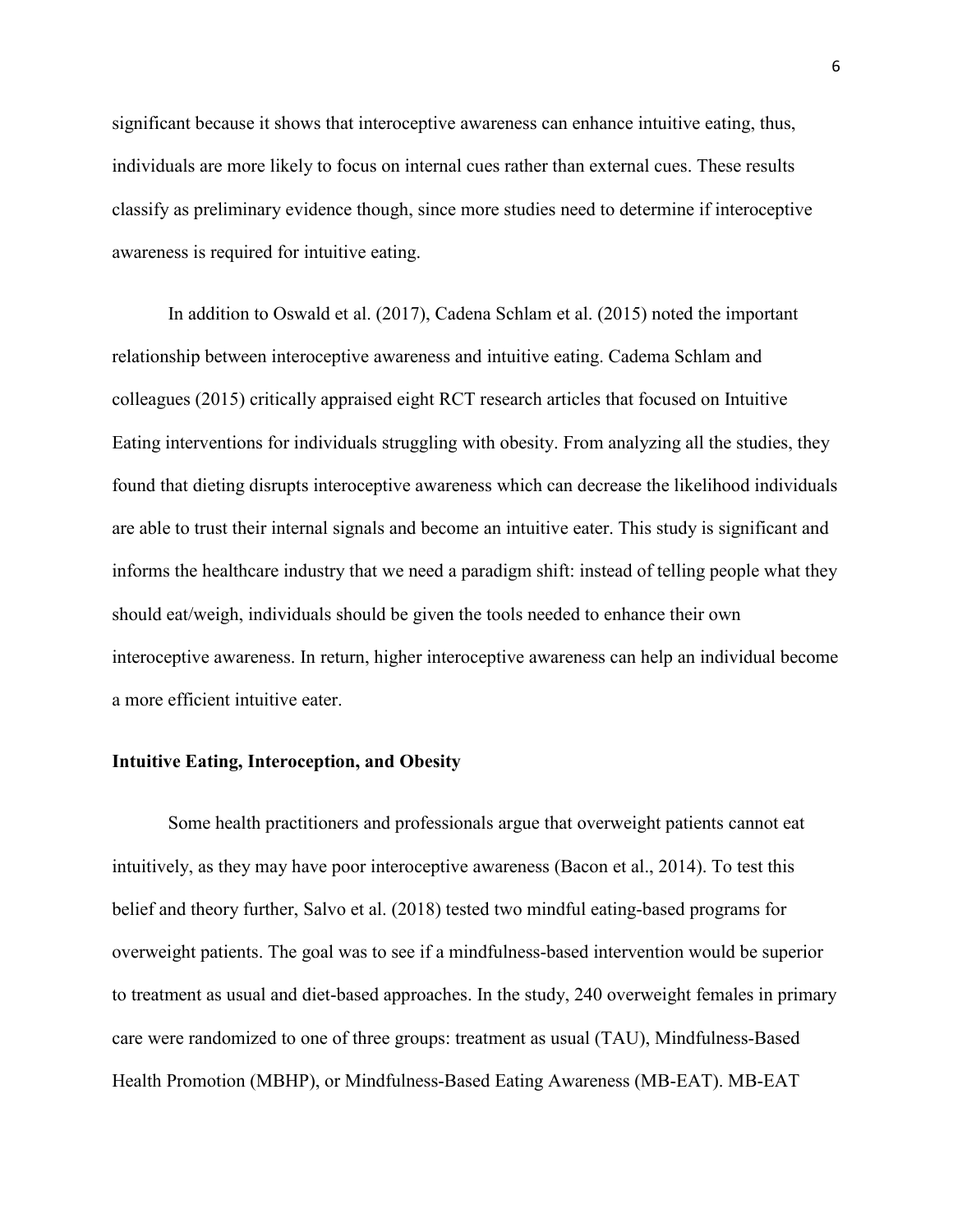significant because it shows that interoceptive awareness can enhance intuitive eating, thus, individuals are more likely to focus on internal cues rather than external cues. These results classify as preliminary evidence though, since more studies need to determine if interoceptive awareness is required for intuitive eating.

In addition to Oswald et al. (2017), Cadena Schlam et al. (2015) noted the important relationship between interoceptive awareness and intuitive eating. Cadema Schlam and colleagues (2015) critically appraised eight RCT research articles that focused on Intuitive Eating interventions for individuals struggling with obesity. From analyzing all the studies, they found that dieting disrupts interoceptive awareness which can decrease the likelihood individuals are able to trust their internal signals and become an intuitive eater. This study is significant and informs the healthcare industry that we need a paradigm shift: instead of telling people what they should eat/weigh, individuals should be given the tools needed to enhance their own interoceptive awareness. In return, higher interoceptive awareness can help an individual become a more efficient intuitive eater.

**Intuitive Eating, Interoception, and Obesity**

Some health practitioners and professionals argue that overweight patients cannot eat intuitively, as they may have poor interoceptive awareness (Bacon et al., 2014). To test this belief and theory further, Salvo et al. (2018) tested two mindful eating-based programs for overweight patients. The goal was to see if a mindfulness-based intervention would be superior to treatment as usual and diet-based approaches. In the study, 240 overweight females in primary care were randomized to one of three groups: treatment as usual (TAU), Mindfulness-Based Health Promotion (MBHP), or Mindfulness-Based Eating Awareness (MB-EAT). MB-EAT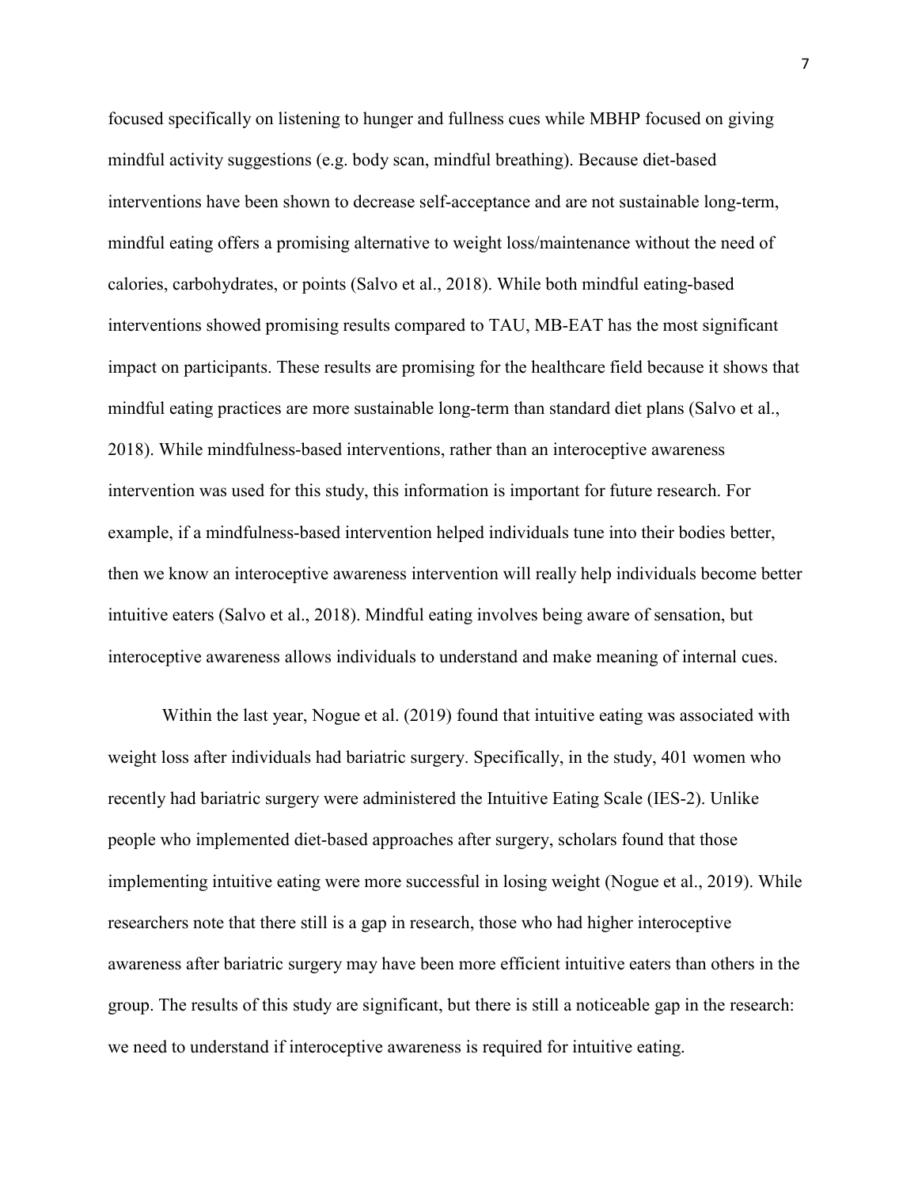focused specifically on listening to hunger and fullness cues while MBHP focused on giving mindful activity suggestions (e.g. body scan, mindful breathing). Because diet-based interventions have been shown to decrease self-acceptance and are not sustainable long-term, mindful eating offers a promising alternative to weight loss/maintenance without the need of calories, carbohydrates, or points (Salvo et al., 2018). While both mindful eating-based interventions showed promising results compared to TAU, MB-EAT has the most significant impact on participants. These results are promising for the healthcare field because it shows that mindful eating practices are more sustainable long-term than standard diet plans (Salvo et al., 2018). While mindfulness-based interventions, rather than an interoceptive awareness intervention was used for this study, this information is important for future research. For example, if a mindfulness-based intervention helped individuals tune into their bodies better, then we know an interoceptive awareness intervention will really help individuals become better intuitive eaters (Salvo et al., 2018). Mindful eating involves being aware of sensation, but interoceptive awareness allows individuals to understand and make meaning of internal cues.

Within the last year, Nogue et al. (2019) found that intuitive eating was associated with weight loss after individuals had bariatric surgery. Specifically, in the study, 401 women who recently had bariatric surgery were administered the Intuitive Eating Scale (IES-2). Unlike people who implemented diet-based approaches after surgery, scholars found that those implementing intuitive eating were more successful in losing weight (Nogue et al., 2019). While researchers note that there still is a gap in research, those who had higher interoceptive awareness after bariatric surgery may have been more efficient intuitive eaters than others in the group. The results of this study are significant, but there is still a noticeable gap in the research: we need to understand if interoceptive awareness is required for intuitive eating.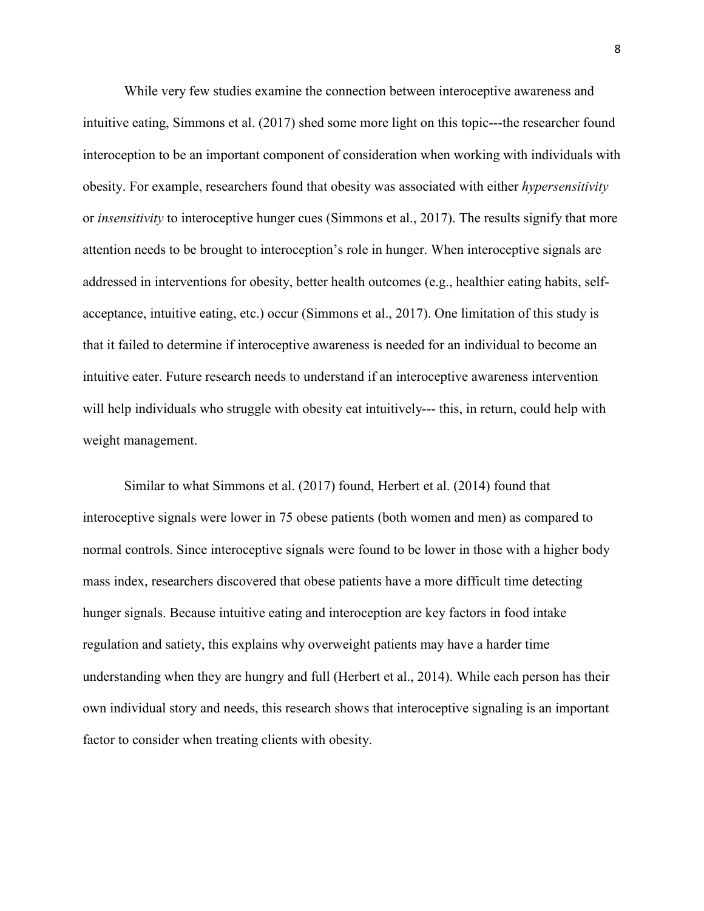While very few studies examine the connection between interoceptive awareness and intuitive eating, Simmons et al. (2017) shed some more light on this topic---the researcher found interoception to be an important component of consideration when working with individuals with obesity. For example, researchers found that obesity was associated with either *hypersensitivity* or *insensitivity* to interoceptive hunger cues (Simmons et al., 2017). The results signify that more attention needs to be brought to interoception's role in hunger. When interoceptive signals are addressed in interventions for obesity, better health outcomes (e.g., healthier eating habits, self-acceptance, intuitive eating, etc.) occur (Simmons et al., 2017). One limitation of this study is that it failed to determine if interoceptive awareness is needed for an individual to become an intuitive eater. Future research needs to understand if an interoceptive awareness intervention will help individuals who struggle with obesity eat intuitively--- this, in return, could help with weight management.

Similar to what Simmons et al. (2017) found, Herbert et al. (2014) found that interoceptive signals were lower in 75 obese patients (both women and men) as compared to normal controls. Since interoceptive signals were found to be lower in those with a higher body mass index, researchers discovered that obese patients have a more difficult time detecting hunger signals. Because intuitive eating and interoception are key factors in food intake regulation and satiety, this explains why overweight patients may have a harder time understanding when they are hungry and full (Herbert et al., 2014). While each person has their own individual story and needs, this research shows that interoceptive signaling is an important factor to consider when treating clients with obesity.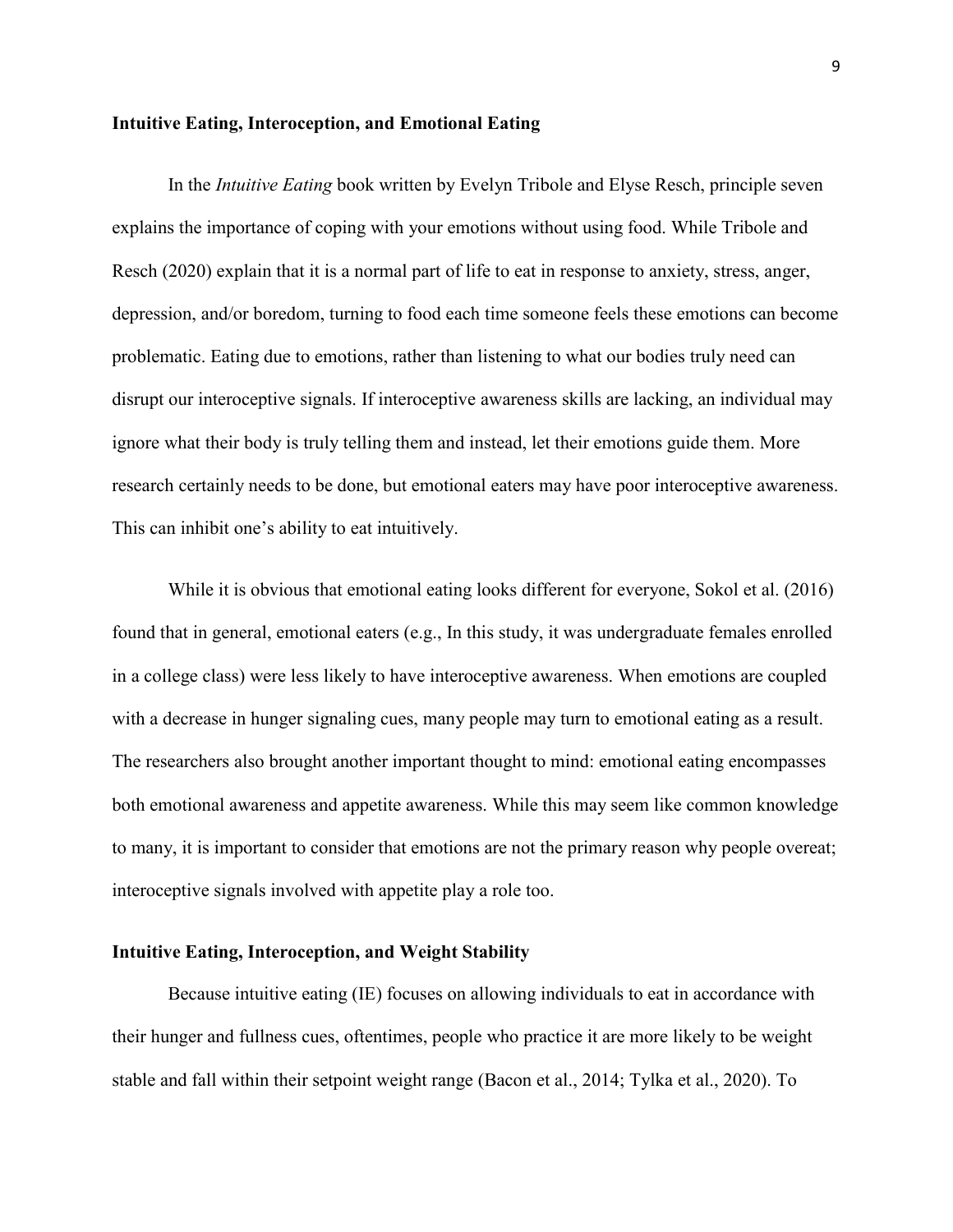**Intuitive Eating, Interoception, and Emotional Eating**

In the *Intuitive Eating* book written by Evelyn Tribole and Elyse Resch, principle seven explains the importance of coping with your emotions without using food. While Tribole and Resch (2020) explain that it is a normal part of life to eat in response to anxiety, stress, anger, depression, and/or boredom, turning to food each time someone feels these emotions can become problematic. Eating due to emotions, rather than listening to what our bodies truly need can disrupt our interoceptive signals. If interoceptive awareness skills are lacking, an individual may ignore what their body is truly telling them and instead, let their emotions guide them. More research certainly needs to be done, but emotional eaters may have poor interoceptive awareness. This can inhibit one's ability to eat intuitively.

While it is obvious that emotional eating looks different for everyone, Sokol et al. (2016) found that in general, emotional eaters (e.g., In this study, it was undergraduate females enrolled in a college class) were less likely to have interoceptive awareness. When emotions are coupled with a decrease in hunger signaling cues, many people may turn to emotional eating as a result. The researchers also brought another important thought to mind: emotional eating encompasses both emotional awareness and appetite awareness. While this may seem like common knowledge to many, it is important to consider that emotions are not the primary reason why people overeat; interoceptive signals involved with appetite play a role too.

**Intuitive Eating, Interoception, and Weight Stability**

Because intuitive eating (IE) focuses on allowing individuals to eat in accordance with their hunger and fullness cues, oftentimes, people who practice it are more likely to be weight stable and fall within their setpoint weight range (Bacon et al., 2014; Tylka et al., 2020). To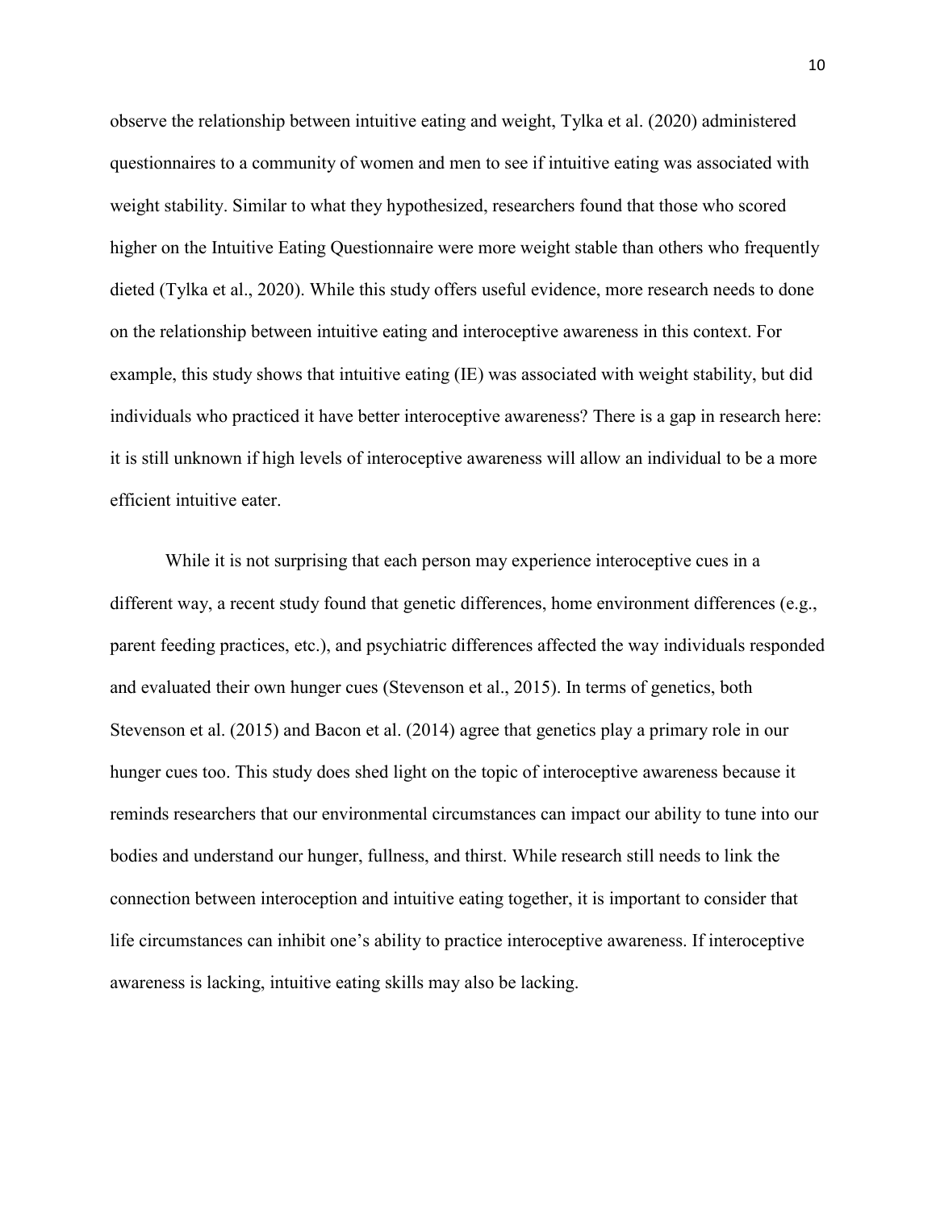observe the relationship between intuitive eating and weight, Tylka et al. (2020) administered questionnaires to a community of women and men to see if intuitive eating was associated with weight stability. Similar to what they hypothesized, researchers found that those who scored higher on the Intuitive Eating Questionnaire were more weight stable than others who frequently dieted (Tylka et al., 2020). While this study offers useful evidence, more research needs to done on the relationship between intuitive eating and interoceptive awareness in this context. For example, this study shows that intuitive eating (IE) was associated with weight stability, but did individuals who practiced it have better interoceptive awareness? There is a gap in research here: it is still unknown if high levels of interoceptive awareness will allow an individual to be a more efficient intuitive eater.

While it is not surprising that each person may experience interoceptive cues in a different way, a recent study found that genetic differences, home environment differences (e.g., parent feeding practices, etc.), and psychiatric differences affected the way individuals responded and evaluated their own hunger cues (Stevenson et al., 2015). In terms of genetics, both Stevenson et al. (2015) and Bacon et al. (2014) agree that genetics play a primary role in our hunger cues too. This study does shed light on the topic of interoceptive awareness because it reminds researchers that our environmental circumstances can impact our ability to tune into our bodies and understand our hunger, fullness, and thirst. While research still needs to link the connection between interoception and intuitive eating together, it is important to consider that life circumstances can inhibit one's ability to practice interoceptive awareness. If interoceptive awareness is lacking, intuitive eating skills may also be lacking.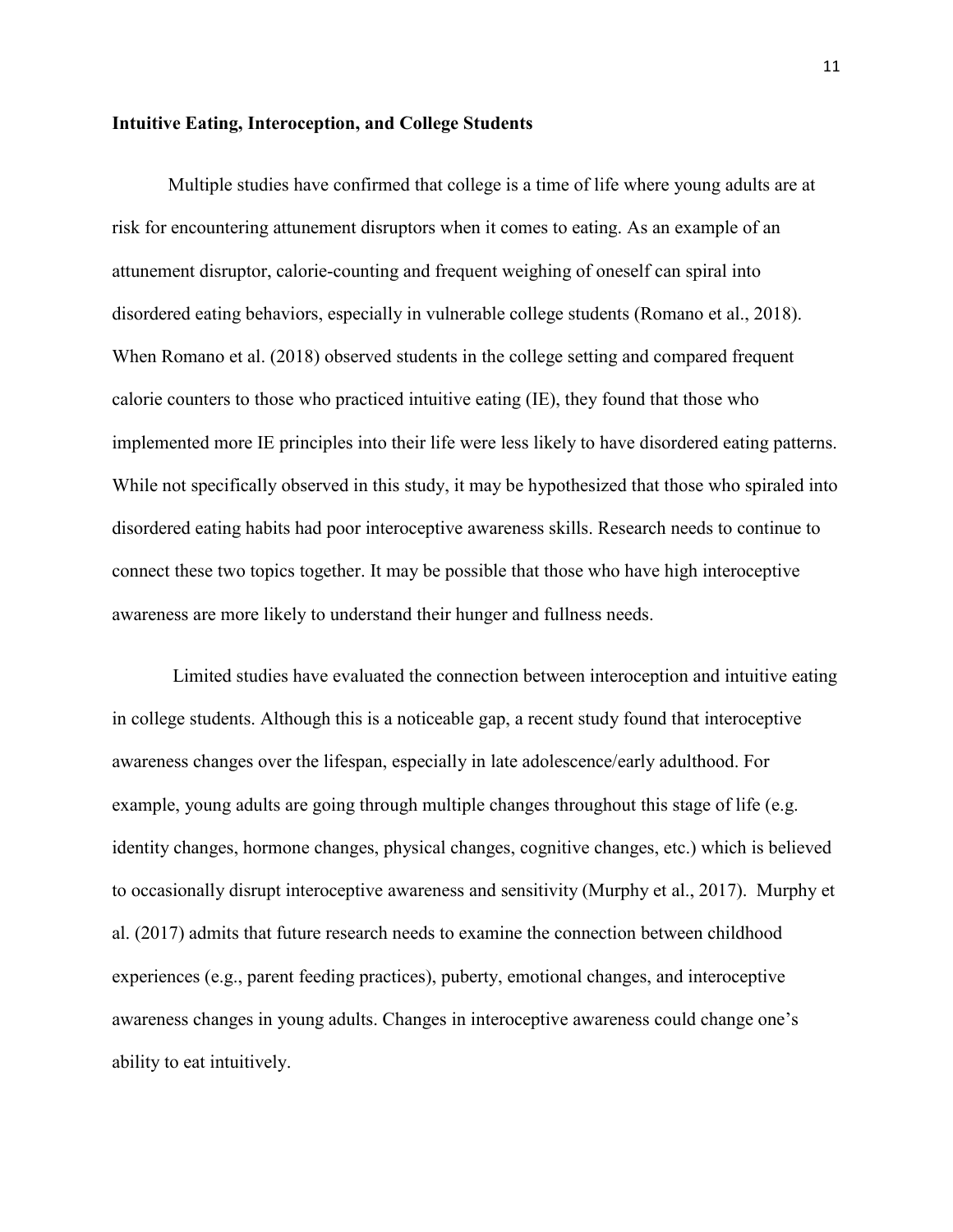**Intuitive Eating, Interoception, and College Students**

Multiple studies have confirmed that college is a time of life where young adults are at risk for encountering attunement disruptors when it comes to eating. As an example of an attunement disruptor, calorie-counting and frequent weighing of oneself can spiral into disordered eating behaviors, especially in vulnerable college students (Romano et al., 2018). When Romano et al. (2018) observed students in the college setting and compared frequent calorie counters to those who practiced intuitive eating (IE), they found that those who implemented more IE principles into their life were less likely to have disordered eating patterns. While not specifically observed in this study, it may be hypothesized that those who spiraled into disordered eating habits had poor interoceptive awareness skills. Research needs to continue to connect these two topics together. It may be possible that those who have high interoceptive awareness are more likely to understand their hunger and fullness needs.

Limited studies have evaluated the connection between interoception and intuitive eating in college students. Although this is a noticeable gap, a recent study found that interoceptive awareness changes over the lifespan, especially in late adolescence/early adulthood. For example, young adults are going through multiple changes throughout this stage of life (e.g. identity changes, hormone changes, physical changes, cognitive changes, etc.) which is believed to occasionally disrupt interoceptive awareness and sensitivity (Murphy et al., 2017). Murphy et al. (2017) admits that future research needs to examine the connection between childhood experiences (e.g., parent feeding practices), puberty, emotional changes, and interoceptive awareness changes in young adults. Changes in interoceptive awareness could change one's ability to eat intuitively.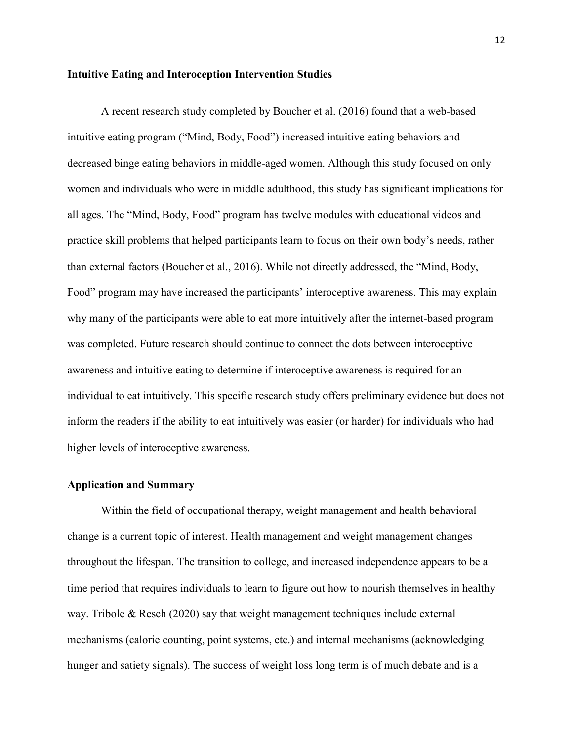### Intuitive Eating and Interoception Intervention Studies

A recent research study completed by Boucher et al. (2016) found that a web-based intuitive eating program ("Mind, Body, Food") increased intuitive eating behaviors and decreased binge eating behaviors in middle-aged women. Although this study focused on only women and individuals who were in middle adulthood, this study has significant implications for all ages. The "Mind, Body, Food" program has twelve modules with educational videos and practice skill problems that helped participants learn to focus on their own body's needs, rather than external factors (Boucher et al., 2016). While not directly addressed, the "Mind, Body, Food" program may have increased the participants' interoceptive awareness. This may explain why many of the participants were able to eat more intuitively after the internet-based program was completed. Future research should continue to connect the dots between interoceptive awareness and intuitive eating to determine if interoceptive awareness is required for an individual to eat intuitively. This specific research study offers preliminary evidence but does not inform the readers if the ability to eat intuitively was easier (or harder) for individuals who had higher levels of interoceptive awareness.

### Application and Summary

Within the field of occupational therapy, weight management and health behavioral change is a current topic of interest. Health management and weight management changes throughout the lifespan. The transition to college, and increased independence appears to be a time period that requires individuals to learn to figure out how to nourish themselves in healthy way. Tribole & Resch (2020) say that weight management techniques include external mechanisms (calorie counting, point systems, etc.) and internal mechanisms (acknowledging hunger and satiety signals). The success of weight loss long term is of much debate and is a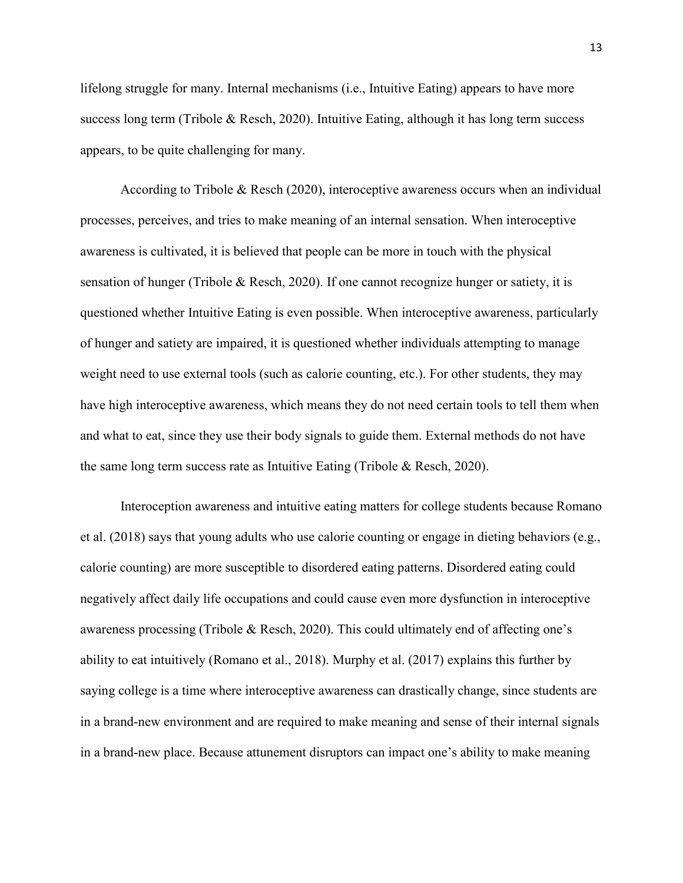lifelong struggle for many. Internal mechanisms (i.e., Intuitive Eating) appears to have more success long term (Tribole & Resch, 2020). Intuitive Eating, although it has long term success appears, to be quite challenging for many.

According to Tribole & Resch (2020), interoceptive awareness occurs when an individual processes, perceives, and tries to make meaning of an internal sensation. When interoceptive awareness is cultivated, it is believed that people can be more in touch with the physical sensation of hunger (Tribole & Resch, 2020). If one cannot recognize hunger or satiety, it is questioned whether Intuitive Eating is even possible. When interoceptive awareness, particularly of hunger and satiety are impaired, it is questioned whether individuals attempting to manage weight need to use external tools (such as calorie counting, etc.). For other students, they may have high interoceptive awareness, which means they do not need certain tools to tell them when and what to eat, since they use their body signals to guide them. External methods do not have the same long term success rate as Intuitive Eating (Tribole & Resch, 2020).

Interoception awareness and intuitive eating matters for college students because Romano et al. (2018) says that young adults who use calorie counting or engage in dieting behaviors (e.g., calorie counting) are more susceptible to disordered eating patterns. Disordered eating could negatively affect daily life occupations and could cause even more dysfunction in interoceptive awareness processing (Tribole & Resch, 2020). This could ultimately end of affecting one's ability to eat intuitively (Romano et al., 2018). Murphy et al. (2017) explains this further by saying college is a time where interoceptive awareness can drastically change, since students are in a brand-new environment and are required to make meaning and sense of their internal signals in a brand-new place. Because attunement disruptors can impact one's ability to make meaning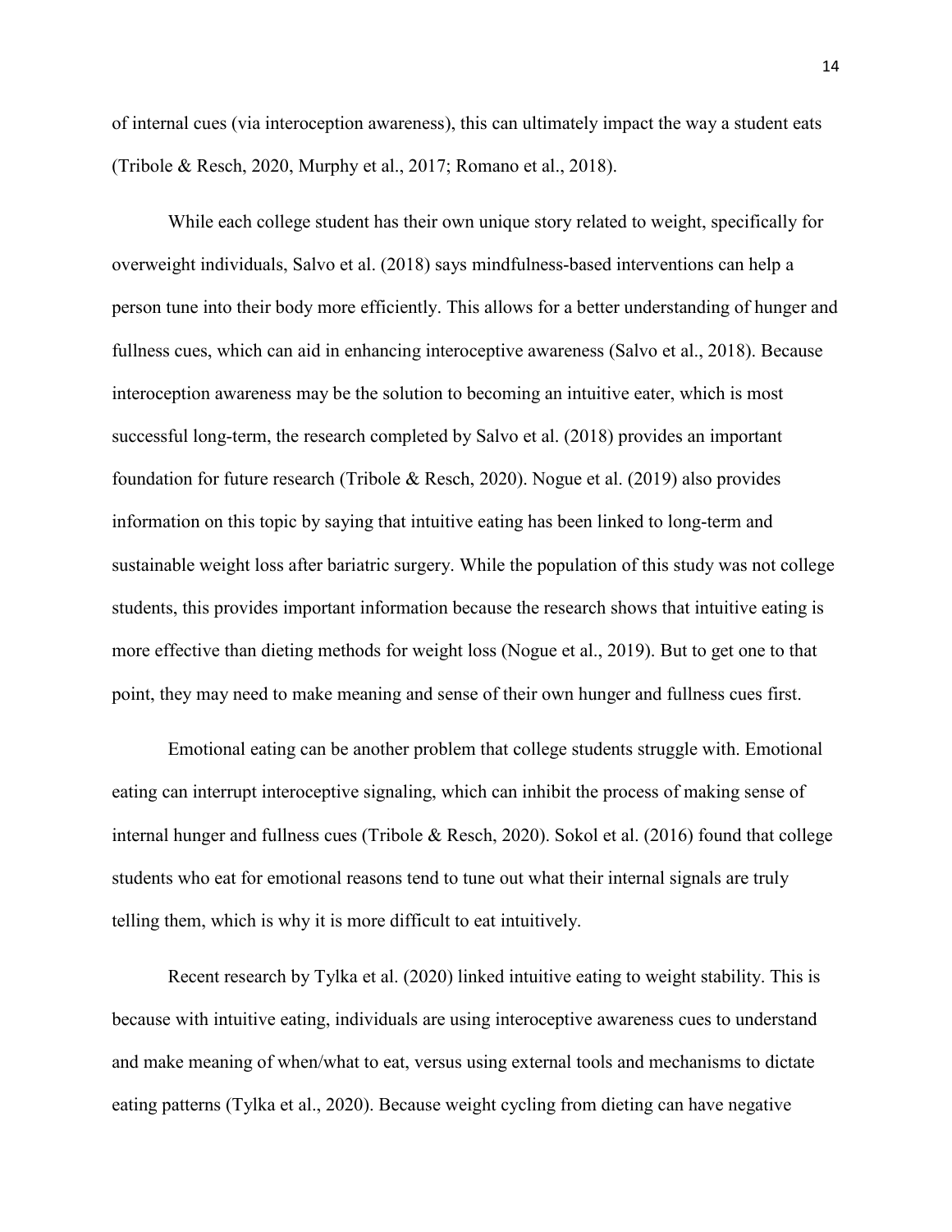of internal cues (via interoception awareness), this can ultimately impact the way a student eats (Tribole & Resch, 2020, Murphy et al., 2017; Romano et al., 2018).

While each college student has their own unique story related to weight, specifically for overweight individuals, Salvo et al. (2018) says mindfulness-based interventions can help a person tune into their body more efficiently. This allows for a better understanding of hunger and fullness cues, which can aid in enhancing interoceptive awareness (Salvo et al., 2018). Because interoception awareness may be the solution to becoming an intuitive eater, which is most successful long-term, the research completed by Salvo et al. (2018) provides an important foundation for future research (Tribole & Resch, 2020). Nogue et al. (2019) also provides information on this topic by saying that intuitive eating has been linked to long-term and sustainable weight loss after bariatric surgery. While the population of this study was not college students, this provides important information because the research shows that intuitive eating is more effective than dieting methods for weight loss (Nogue et al., 2019). But to get one to that point, they may need to make meaning and sense of their own hunger and fullness cues first.

Emotional eating can be another problem that college students struggle with. Emotional eating can interrupt interoceptive signaling, which can inhibit the process of making sense of internal hunger and fullness cues (Tribole & Resch, 2020). Sokol et al. (2016) found that college students who eat for emotional reasons tend to tune out what their internal signals are truly telling them, which is why it is more difficult to eat intuitively.

Recent research by Tylka et al. (2020) linked intuitive eating to weight stability. This is because with intuitive eating, individuals are using interoceptive awareness cues to understand and make meaning of when/what to eat, versus using external tools and mechanisms to dictate eating patterns (Tylka et al., 2020). Because weight cycling from dieting can have negative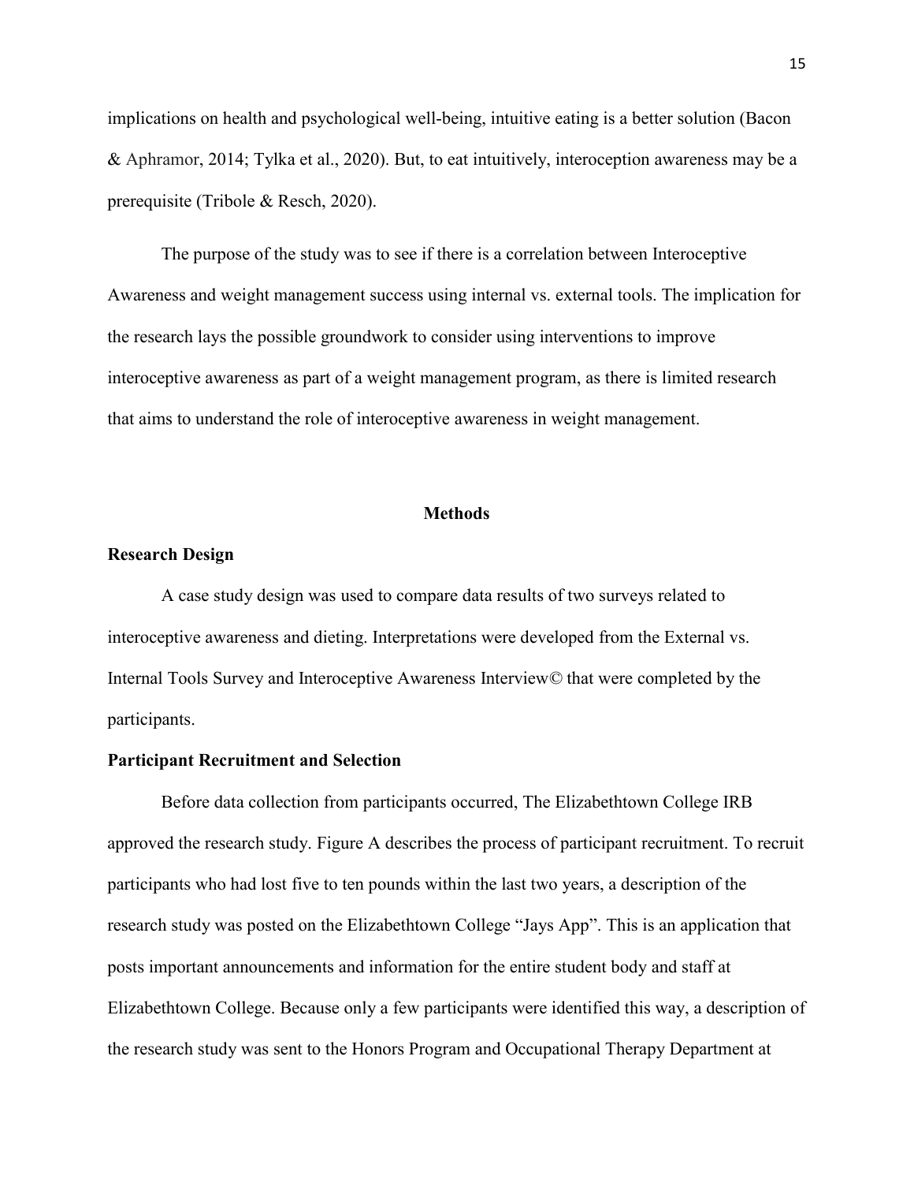implications on health and psychological well-being, intuitive eating is a better solution (Bacon & Aphramor, 2014; Tylka et al., 2020). But, to eat intuitively, interoception awareness may be a prerequisite (Tribole & Resch, 2020).

The purpose of the study was to see if there is a correlation between Interoceptive Awareness and weight management success using internal vs. external tools. The implication for the research lays the possible groundwork to consider using interventions to improve interoceptive awareness as part of a weight management program, as there is limited research that aims to understand the role of interoceptive awareness in weight management.

## Methods

### Research Design

A case study design was used to compare data results of two surveys related to interoceptive awareness and dieting. Interpretations were developed from the External vs. Internal Tools Survey and Interoceptive Awareness Interview© that were completed by the participants.

### Participant Recruitment and Selection

Before data collection from participants occurred, The Elizabethtown College IRB approved the research study. Figure A describes the process of participant recruitment. To recruit participants who had lost five to ten pounds within the last two years, a description of the research study was posted on the Elizabethtown College "Jays App". This is an application that posts important announcements and information for the entire student body and staff at Elizabethtown College. Because only a few participants were identified this way, a description of the research study was sent to the Honors Program and Occupational Therapy Department at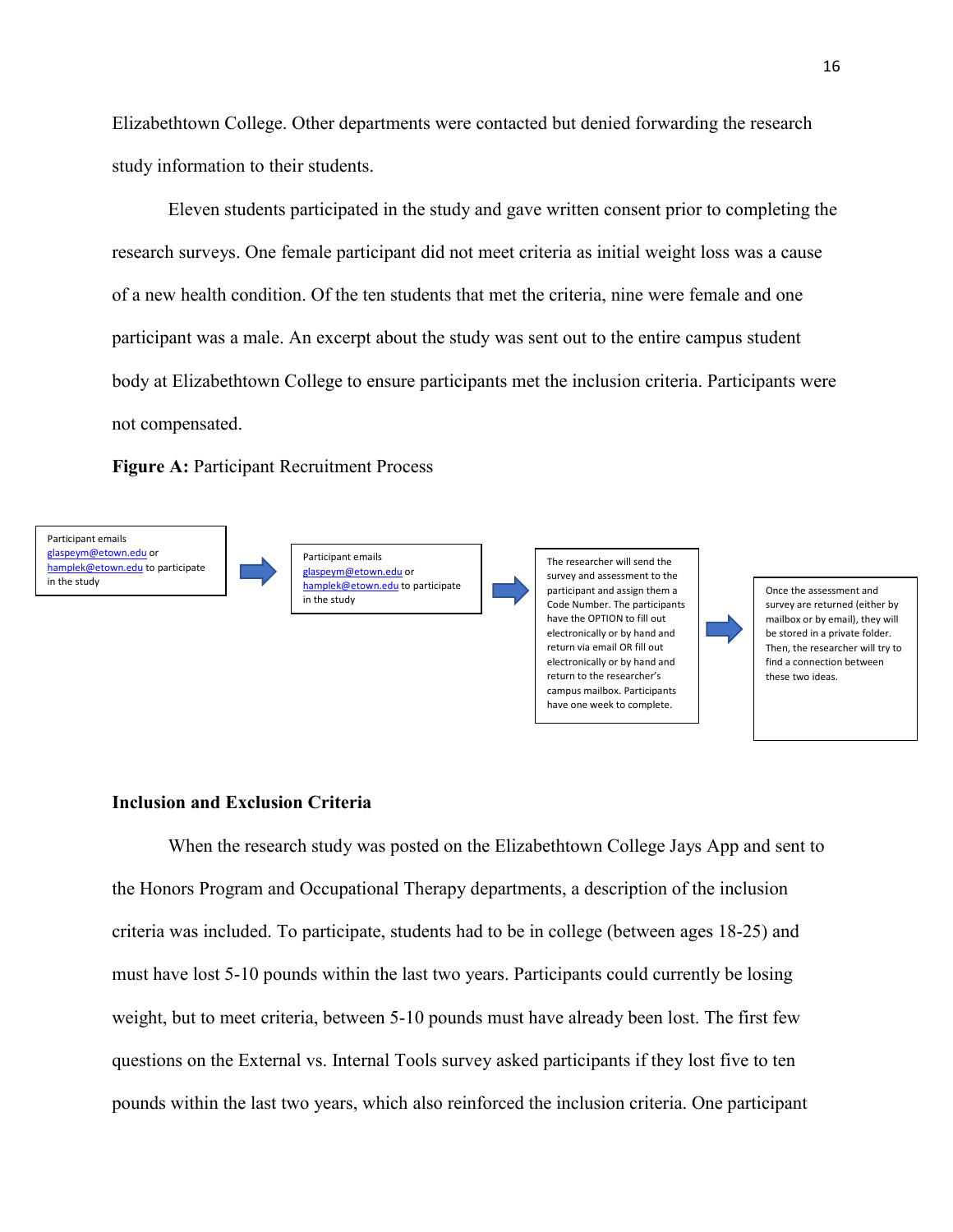Elizabethtown College. Other departments were contacted but denied forwarding the research study information to their students.

Eleven students participated in the study and gave written consent prior to completing the research surveys. One female participant did not meet criteria as initial weight loss was a cause of a new health condition. Of the ten students that met the criteria, nine were female and one participant was a male. An excerpt about the study was sent out to the entire campus student body at Elizabethtown College to ensure participants met the inclusion criteria. Participants were not compensated.

**Figure A:** Participant Recruitment Process

Participant emails glaspeym@etown.edu or hamplek@etown.edu to participate in the study

→

Participant emails glaspeym@etown.edu or hamplek@etown.edu to participate in the study

→

The researcher will send the survey and assessment to the participant and assign them a Code Number. The participants have the OPTION to fill out electronically or by hand and return via email OR fill out electronically or by hand and return to the researcher's campus mailbox. Participants have one week to complete.

→

Once the assessment and survey are returned (either by mailbox or by email), they will be stored in a private folder. Then, the researcher will try to find a connection between these two ideas.

**Inclusion and Exclusion Criteria**

When the research study was posted on the Elizabethtown College Jays App and sent to the Honors Program and Occupational Therapy departments, a description of the inclusion criteria was included. To participate, students had to be in college (between ages 18-25) and must have lost 5-10 pounds within the last two years. Participants could currently be losing weight, but to meet criteria, between 5-10 pounds must have already been lost. The first few questions on the External vs. Internal Tools survey asked participants if they lost five to ten pounds within the last two years, which also reinforced the inclusion criteria. One participant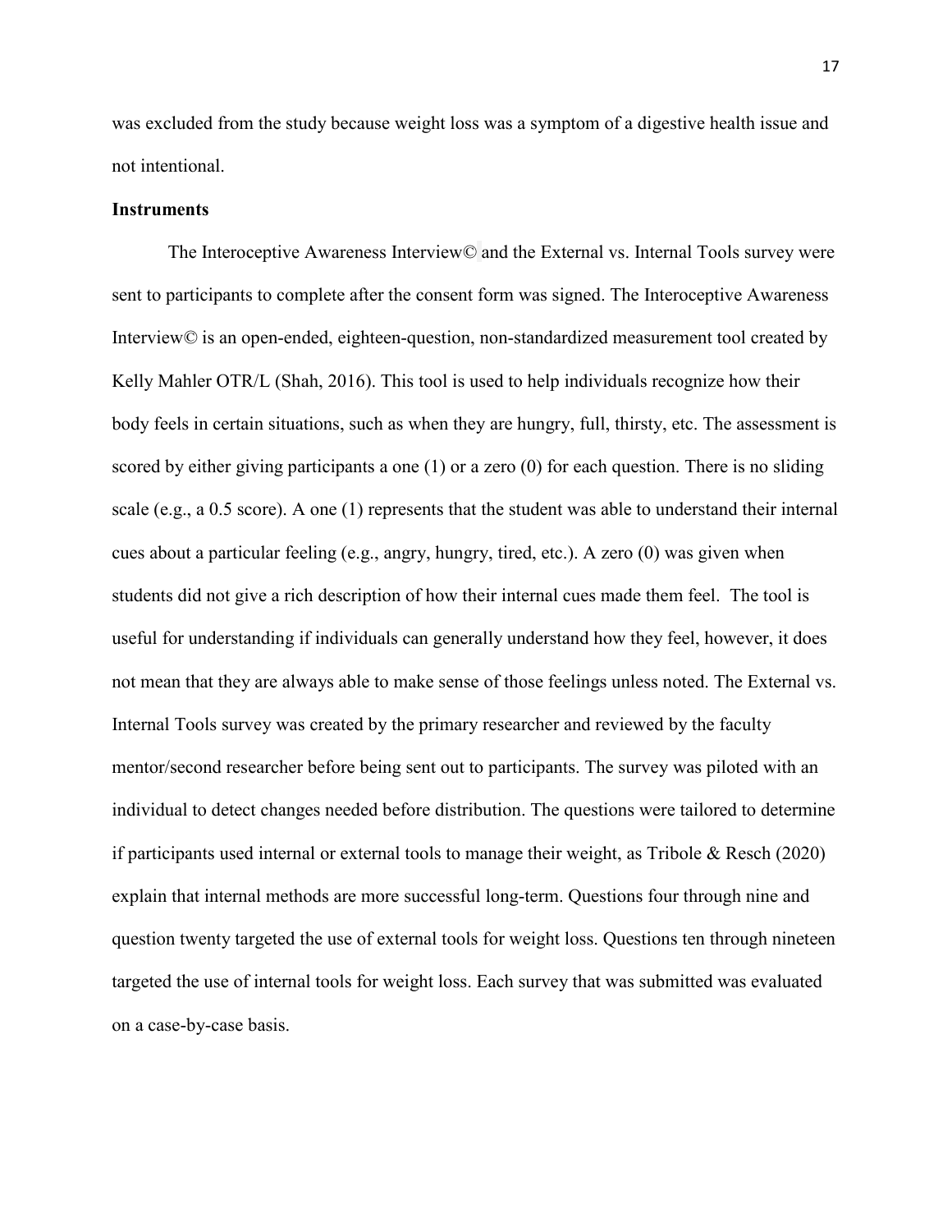was excluded from the study because weight loss was a symptom of a digestive health issue and not intentional.

**Instruments**

The Interoceptive Awareness Interview© and the External vs. Internal Tools survey were sent to participants to complete after the consent form was signed. The Interoceptive Awareness Interview© is an open-ended, eighteen-question, non-standardized measurement tool created by Kelly Mahler OTR/L (Shah, 2016). This tool is used to help individuals recognize how their body feels in certain situations, such as when they are hungry, full, thirsty, etc. The assessment is scored by either giving participants a one (1) or a zero (0) for each question. There is no sliding scale (e.g., a 0.5 score). A one (1) represents that the student was able to understand their internal cues about a particular feeling (e.g., angry, hungry, tired, etc.). A zero (0) was given when students did not give a rich description of how their internal cues made them feel. The tool is useful for understanding if individuals can generally understand how they feel, however, it does not mean that they are always able to make sense of those feelings unless noted. The External vs. Internal Tools survey was created by the primary researcher and reviewed by the faculty mentor/second researcher before being sent out to participants. The survey was piloted with an individual to detect changes needed before distribution. The questions were tailored to determine if participants used internal or external tools to manage their weight, as Tribole & Resch (2020) explain that internal methods are more successful long-term. Questions four through nine and question twenty targeted the use of external tools for weight loss. Questions ten through nineteen targeted the use of internal tools for weight loss. Each survey that was submitted was evaluated on a case-by-case basis.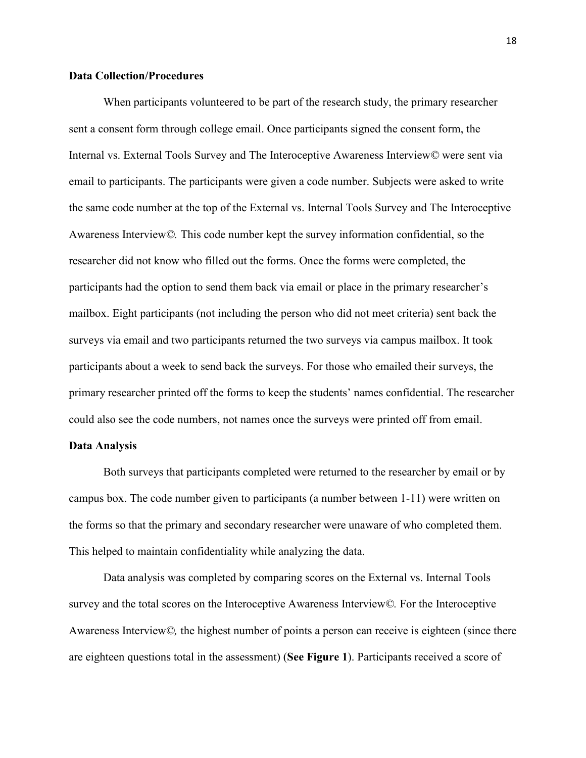**Data Collection/Procedures**

When participants volunteered to be part of the research study, the primary researcher sent a consent form through college email. Once participants signed the consent form, the Internal vs. External Tools Survey and The Interoceptive Awareness Interview© were sent via email to participants. The participants were given a code number. Subjects were asked to write the same code number at the top of the External vs. Internal Tools Survey and The Interoceptive Awareness Interview*©.* This code number kept the survey information confidential, so the researcher did not know who filled out the forms. Once the forms were completed, the participants had the option to send them back via email or place in the primary researcher's mailbox. Eight participants (not including the person who did not meet criteria) sent back the surveys via email and two participants returned the two surveys via campus mailbox. It took participants about a week to send back the surveys. For those who emailed their surveys, the primary researcher printed off the forms to keep the students' names confidential. The researcher could also see the code numbers, not names once the surveys were printed off from email.

**Data Analysis**

Both surveys that participants completed were returned to the researcher by email or by campus box. The code number given to participants (a number between 1-11) were written on the forms so that the primary and secondary researcher were unaware of who completed them. This helped to maintain confidentiality while analyzing the data.

Data analysis was completed by comparing scores on the External vs. Internal Tools survey and the total scores on the Interoceptive Awareness Interview*©.* For the Interoceptive Awareness Interview*©,* the highest number of points a person can receive is eighteen (since there are eighteen questions total in the assessment) (**See Figure 1**). Participants received a score of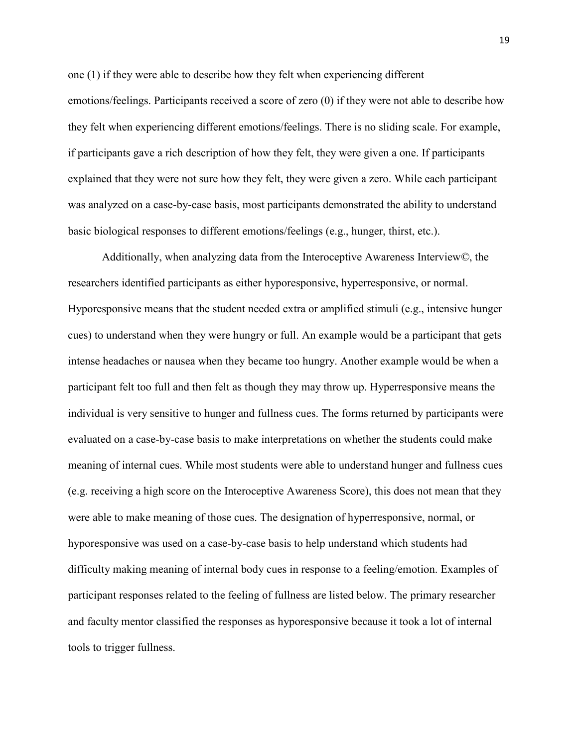one (1) if they were able to describe how they felt when experiencing different emotions/feelings. Participants received a score of zero (0) if they were not able to describe how they felt when experiencing different emotions/feelings. There is no sliding scale. For example, if participants gave a rich description of how they felt, they were given a one. If participants explained that they were not sure how they felt, they were given a zero. While each participant was analyzed on a case-by-case basis, most participants demonstrated the ability to understand basic biological responses to different emotions/feelings (e.g., hunger, thirst, etc.).

Additionally, when analyzing data from the Interoceptive Awareness Interview©, the researchers identified participants as either hyporesponsive, hyperresponsive, or normal. Hyporesponsive means that the student needed extra or amplified stimuli (e.g., intensive hunger cues) to understand when they were hungry or full. An example would be a participant that gets intense headaches or nausea when they became too hungry. Another example would be when a participant felt too full and then felt as though they may throw up. Hyperresponsive means the individual is very sensitive to hunger and fullness cues. The forms returned by participants were evaluated on a case-by-case basis to make interpretations on whether the students could make meaning of internal cues. While most students were able to understand hunger and fullness cues (e.g. receiving a high score on the Interoceptive Awareness Score), this does not mean that they were able to make meaning of those cues. The designation of hyperresponsive, normal, or hyporesponsive was used on a case-by-case basis to help understand which students had difficulty making meaning of internal body cues in response to a feeling/emotion. Examples of participant responses related to the feeling of fullness are listed below. The primary researcher and faculty mentor classified the responses as hyporesponsive because it took a lot of internal tools to trigger fullness.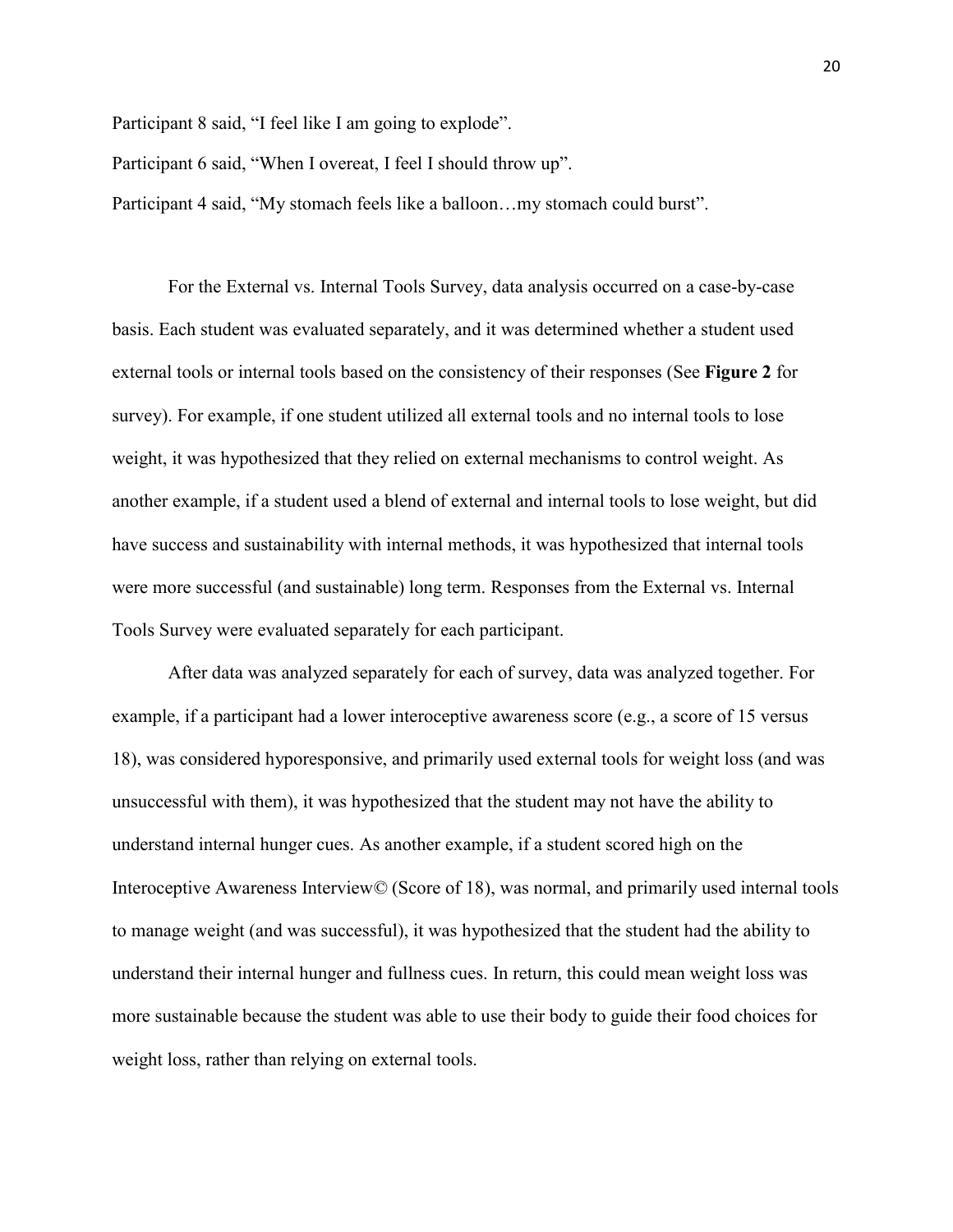Participant 8 said, "I feel like I am going to explode".

Participant 6 said, "When I overeat, I feel I should throw up".

Participant 4 said, "My stomach feels like a balloon…my stomach could burst".

For the External vs. Internal Tools Survey, data analysis occurred on a case-by-case basis. Each student was evaluated separately, and it was determined whether a student used external tools or internal tools based on the consistency of their responses (See **Figure 2** for survey). For example, if one student utilized all external tools and no internal tools to lose weight, it was hypothesized that they relied on external mechanisms to control weight. As another example, if a student used a blend of external and internal tools to lose weight, but did have success and sustainability with internal methods, it was hypothesized that internal tools were more successful (and sustainable) long term. Responses from the External vs. Internal Tools Survey were evaluated separately for each participant.

After data was analyzed separately for each of survey, data was analyzed together. For example, if a participant had a lower interoceptive awareness score (e.g., a score of 15 versus 18), was considered hyporesponsive, and primarily used external tools for weight loss (and was unsuccessful with them), it was hypothesized that the student may not have the ability to understand internal hunger cues. As another example, if a student scored high on the Interoceptive Awareness Interview© (Score of 18), was normal, and primarily used internal tools to manage weight (and was successful), it was hypothesized that the student had the ability to understand their internal hunger and fullness cues. In return, this could mean weight loss was more sustainable because the student was able to use their body to guide their food choices for weight loss, rather than relying on external tools.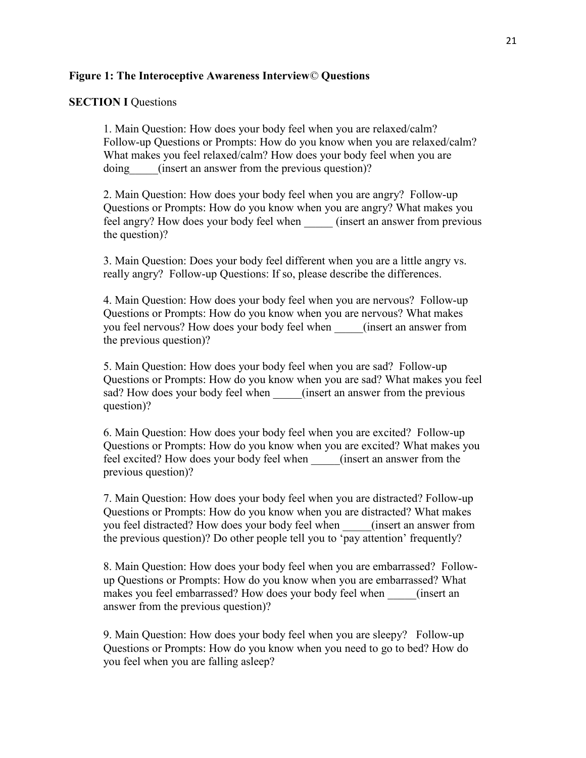**Figure 1: The Interoceptive Awareness Interview© Questions**

**SECTION I** Questions

1. Main Question: How does your body feel when you are relaxed/calm? Follow-up Questions or Prompts: How do you know when you are relaxed/calm? What makes you feel relaxed/calm? How does your body feel when you are doing_____(insert an answer from the previous question)?

2. Main Question: How does your body feel when you are angry? Follow-up Questions or Prompts: How do you know when you are angry? What makes you feel angry? How does your body feel when _____ (insert an answer from previous the question)?

3. Main Question: Does your body feel different when you are a little angry vs. really angry? Follow-up Questions: If so, please describe the differences.

4. Main Question: How does your body feel when you are nervous? Follow-up Questions or Prompts: How do you know when you are nervous? What makes you feel nervous? How does your body feel when _____(insert an answer from the previous question)?

5. Main Question: How does your body feel when you are sad? Follow-up Questions or Prompts: How do you know when you are sad? What makes you feel sad? How does your body feel when _____(insert an answer from the previous question)?

6. Main Question: How does your body feel when you are excited? Follow-up Questions or Prompts: How do you know when you are excited? What makes you feel excited? How does your body feel when _____(insert an answer from the previous question)?

7. Main Question: How does your body feel when you are distracted? Follow-up Questions or Prompts: How do you know when you are distracted? What makes you feel distracted? How does your body feel when _____(insert an answer from the previous question)? Do other people tell you to 'pay attention' frequently?

8. Main Question: How does your body feel when you are embarrassed? Follow-up Questions or Prompts: How do you know when you are embarrassed? What makes you feel embarrassed? How does your body feel when _____(insert an answer from the previous question)?

9. Main Question: How does your body feel when you are sleepy? Follow-up Questions or Prompts: How do you know when you need to go to bed? How do you feel when you are falling asleep?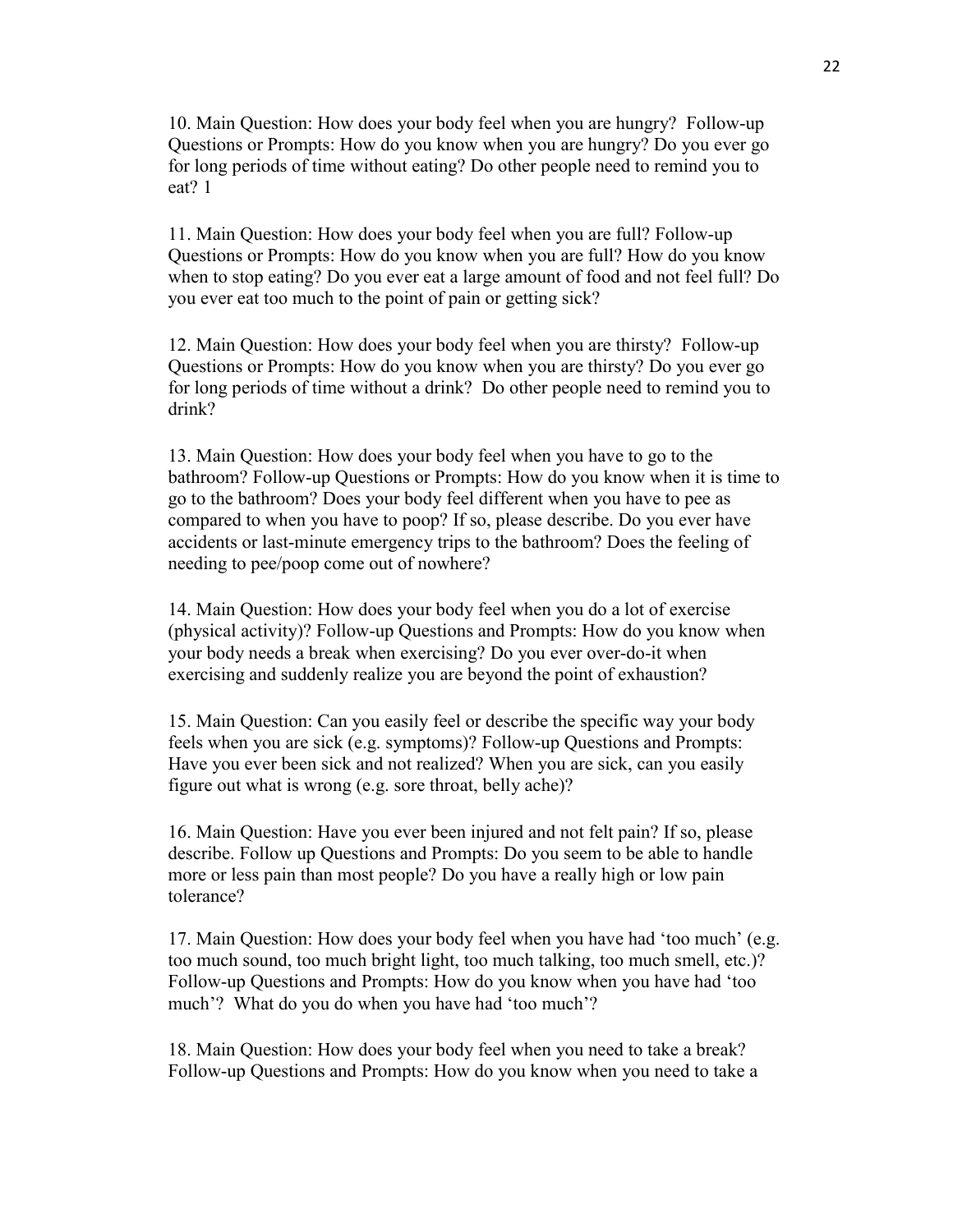10. Main Question: How does your body feel when you are hungry? Follow-up Questions or Prompts: How do you know when you are hungry? Do you ever go for long periods of time without eating? Do other people need to remind you to eat? 1

11. Main Question: How does your body feel when you are full? Follow-up Questions or Prompts: How do you know when you are full? How do you know when to stop eating? Do you ever eat a large amount of food and not feel full? Do you ever eat too much to the point of pain or getting sick?

12. Main Question: How does your body feel when you are thirsty? Follow-up Questions or Prompts: How do you know when you are thirsty? Do you ever go for long periods of time without a drink? Do other people need to remind you to drink?

13. Main Question: How does your body feel when you have to go to the bathroom? Follow-up Questions or Prompts: How do you know when it is time to go to the bathroom? Does your body feel different when you have to pee as compared to when you have to poop? If so, please describe. Do you ever have accidents or last-minute emergency trips to the bathroom? Does the feeling of needing to pee/poop come out of nowhere?

14. Main Question: How does your body feel when you do a lot of exercise (physical activity)? Follow-up Questions and Prompts: How do you know when your body needs a break when exercising? Do you ever over-do-it when exercising and suddenly realize you are beyond the point of exhaustion?

15. Main Question: Can you easily feel or describe the specific way your body feels when you are sick (e.g. symptoms)? Follow-up Questions and Prompts: Have you ever been sick and not realized? When you are sick, can you easily figure out what is wrong (e.g. sore throat, belly ache)?

16. Main Question: Have you ever been injured and not felt pain? If so, please describe. Follow up Questions and Prompts: Do you seem to be able to handle more or less pain than most people? Do you have a really high or low pain tolerance?

17. Main Question: How does your body feel when you have had 'too much' (e.g. too much sound, too much bright light, too much talking, too much smell, etc.)? Follow-up Questions and Prompts: How do you know when you have had 'too much'? What do you do when you have had 'too much'?

18. Main Question: How does your body feel when you need to take a break? Follow-up Questions and Prompts: How do you know when you need to take a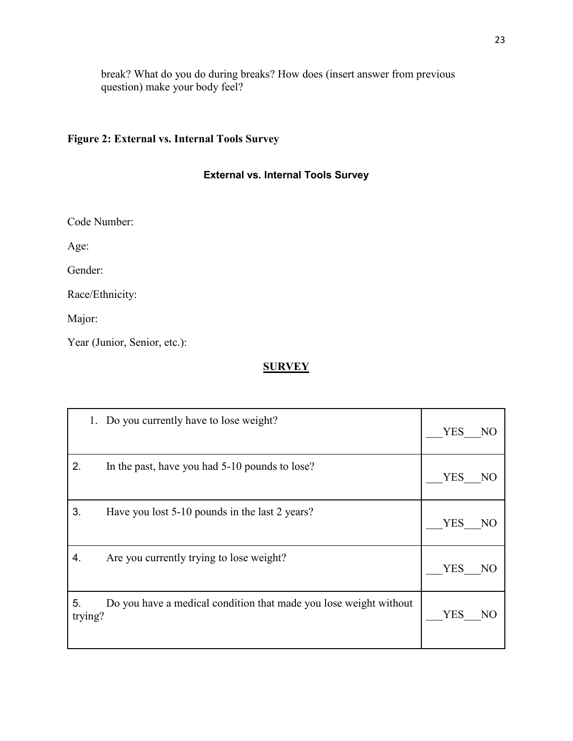break? What do you do during breaks? How does (insert answer from previous question) make your body feel?

**Figure 2: External vs. Internal Tools Survey**

## External vs. Internal Tools Survey

Code Number:

Age:

Gender:

Race/Ethnicity:

Major:

Year (Junior, Senior, etc.):

## SURVEY

| Question | Response |
|---|---|
| 1. Do you currently have to lose weight? | ___YES___NO |
| 2. In the past, have you had 5-10 pounds to lose? | ___YES___NO |
| 3. Have you lost 5-10 pounds in the last 2 years? | ___YES___NO |
| 4. Are you currently trying to lose weight? | ___YES___NO |
| 5. Do you have a medical condition that made you lose weight without trying? | ___YES___NO |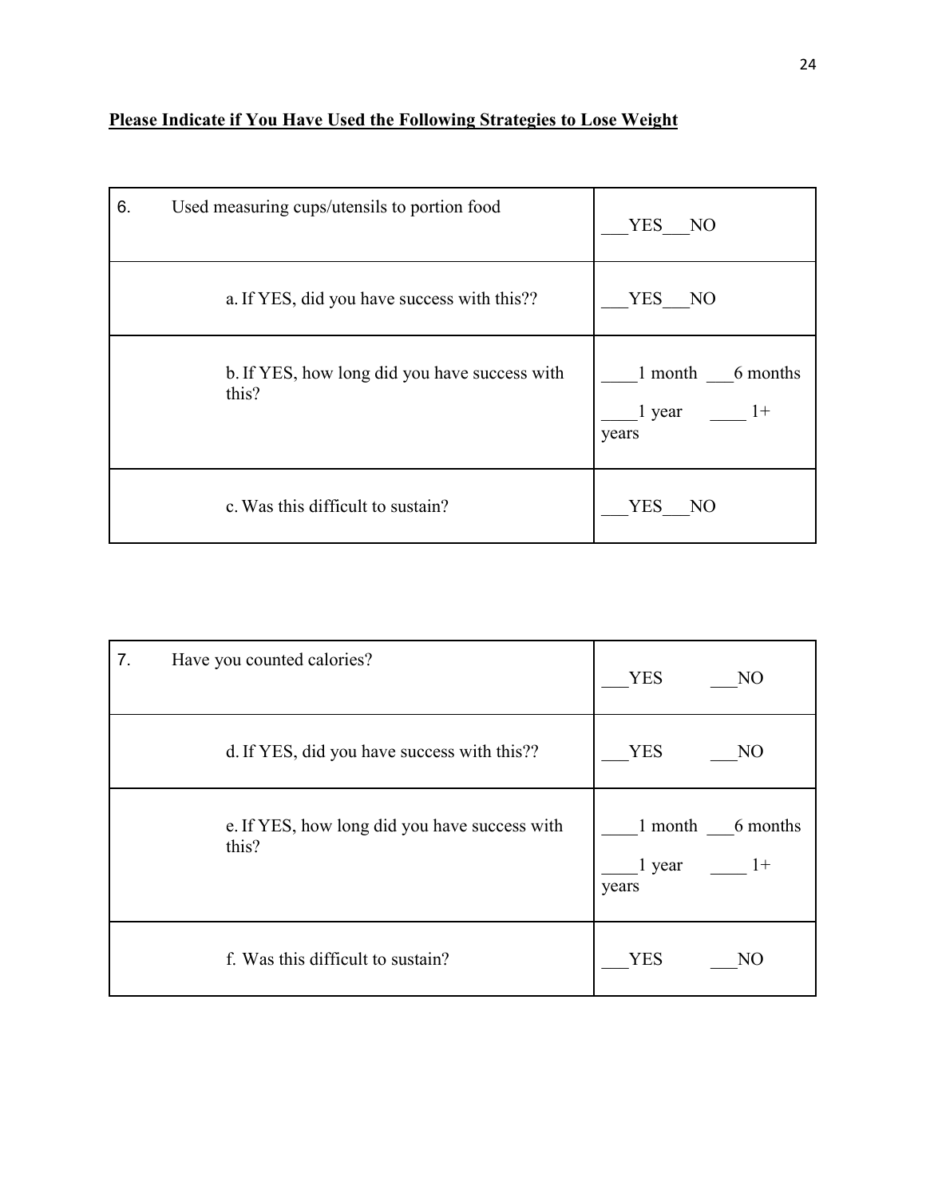**Please Indicate if You Have Used the Following Strategies to Lose Weight**

| 6. Used measuring cups/utensils to portion food | ___YES___NO |
|---|---|
| a. If YES, did you have success with this?? | ___YES___NO |
| b. If YES, how long did you have success with this? | ____1 month ___6 months ____1 year ____ 1+ years |
| c. Was this difficult to sustain? | ___YES___NO |

| 7. Have you counted calories? | ___YES ___NO |
|---|---|
| d. If YES, did you have success with this?? | ___YES ___NO |
| e. If YES, how long did you have success with this? | ____1 month ___6 months ____1 year ____ 1+ years |
| f. Was this difficult to sustain? | ___YES ___NO |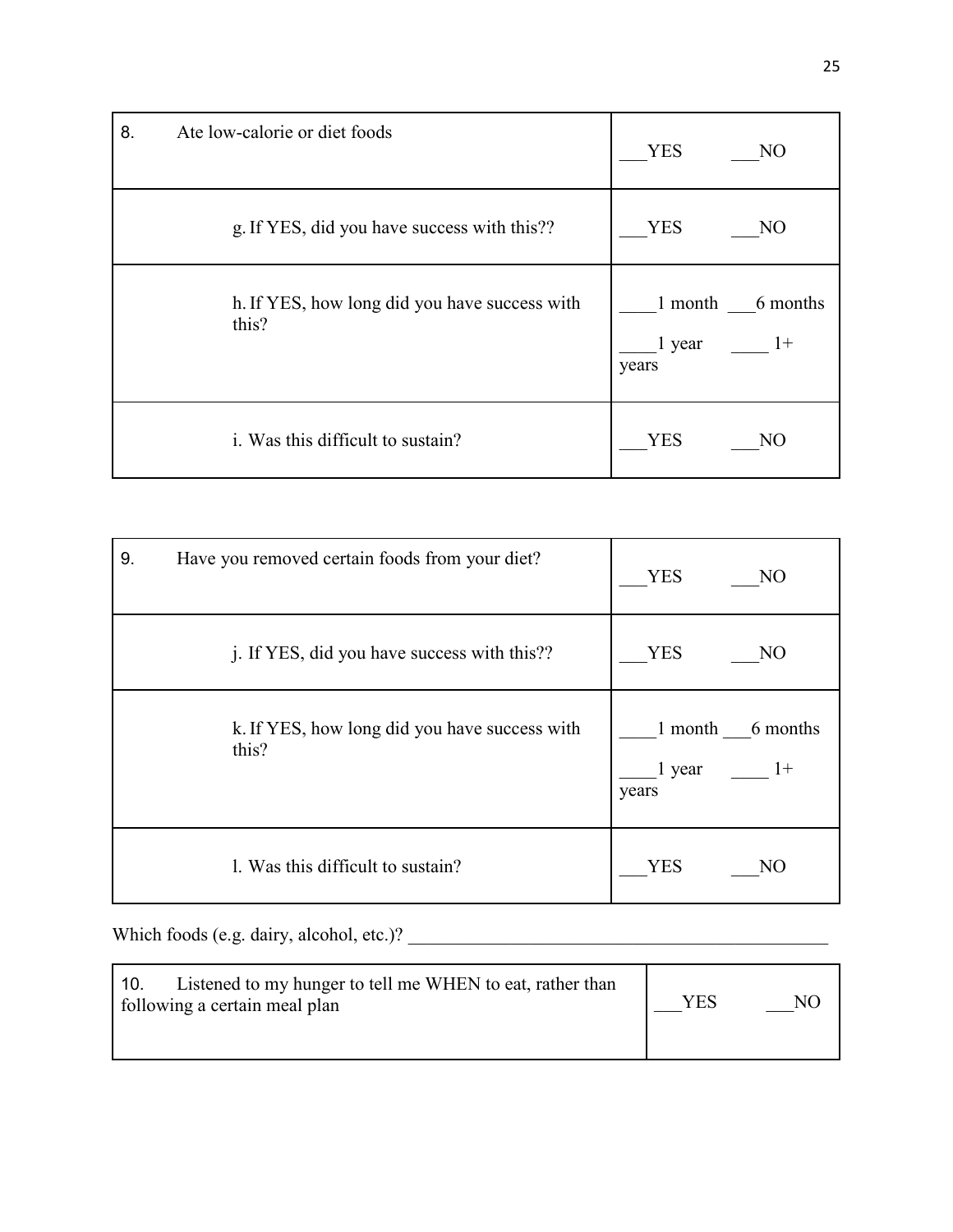| 8. Ate low-calorie or diet foods | ___YES ___NO |
|---|---|
| g. If YES, did you have success with this?? | ___YES ___NO |
| h. If YES, how long did you have success with this? | ____1 month ___6 months ____1 year ____ 1+ years |
| i. Was this difficult to sustain? | ___YES ___NO |

| 9. Have you removed certain foods from your diet? | ___YES ___NO |
|---|---|
| j. If YES, did you have success with this?? | ___YES ___NO |
| k. If YES, how long did you have success with this? | ____1 month ___6 months ____1 year ____ 1+ years |
| l. Was this difficult to sustain? | ___YES ___NO |

Which foods (e.g. dairy, alcohol, etc.)? ____________________________________________

| 10. Listened to my hunger to tell me WHEN to eat, rather than following a certain meal plan | ___YES ___NO |
|---|---|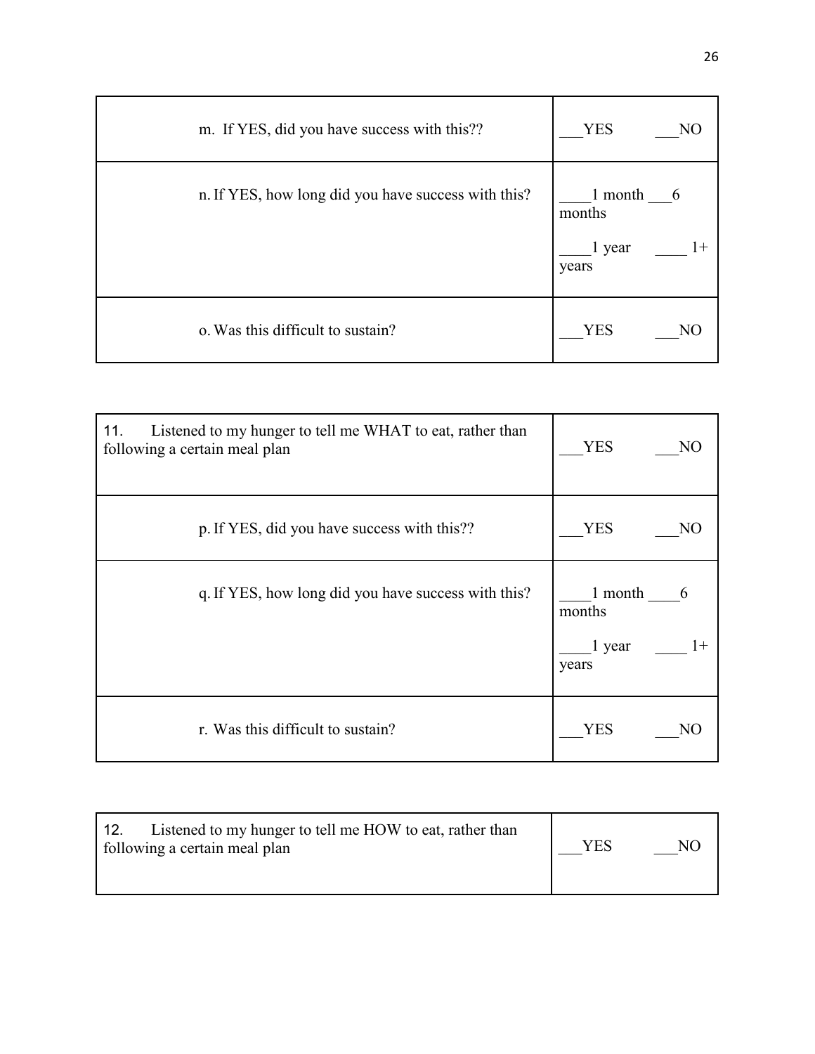| m. If YES, did you have success with this?? | ___YES ___NO |
|---|---|
| n. If YES, how long did you have success with this? | ____1 month ___6 months<br>____1 year ____ 1+ years |
| o. Was this difficult to sustain? | ___YES ___NO |

| 11. Listened to my hunger to tell me WHAT to eat, rather than following a certain meal plan | ___YES ___NO |
|---|---|
| p. If YES, did you have success with this?? | ___YES ___NO |
| q. If YES, how long did you have success with this? | ____1 month ____6 months<br>____1 year ____ 1+ years |
| r. Was this difficult to sustain? | ___YES ___NO |

| 12. Listened to my hunger to tell me HOW to eat, rather than following a certain meal plan | ___YES ___NO |
|---|---|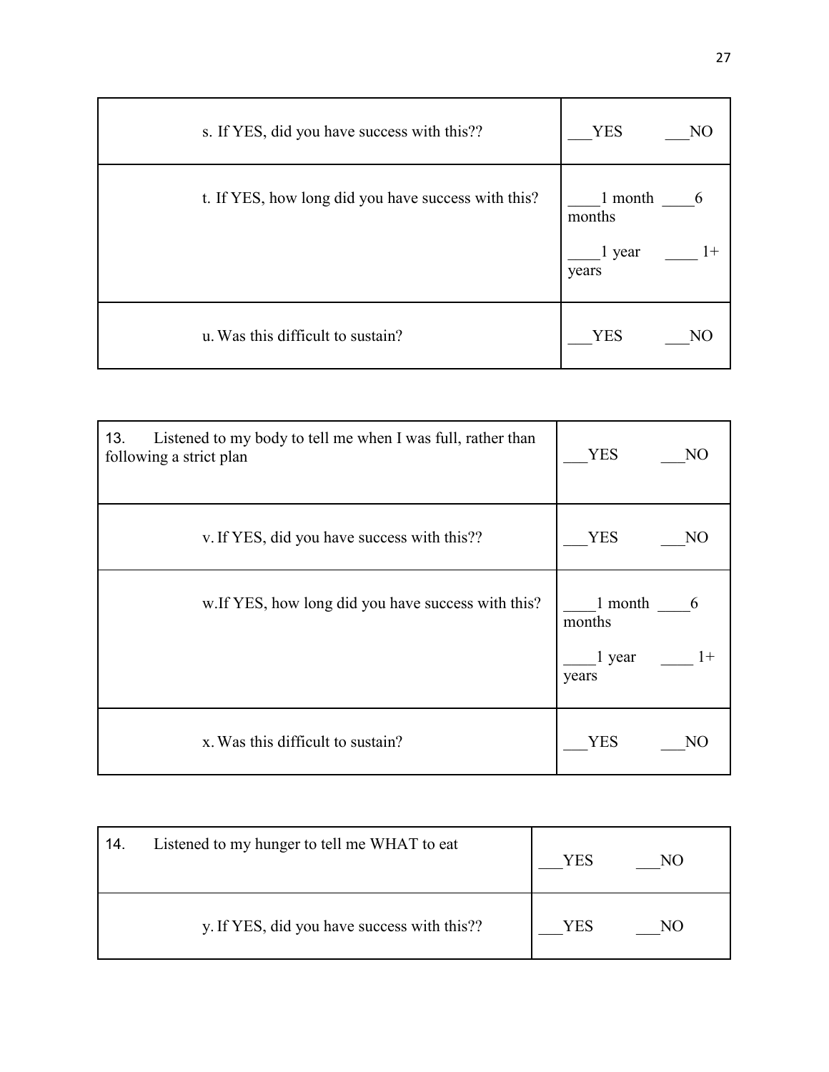| s. If YES, did you have success with this?? | ___YES ___NO |
| --- | --- |
| t. If YES, how long did you have success with this? | ____1 month ____6 months<br><br>____1 year ____ 1+ years |
| u. Was this difficult to sustain? | ___YES ___NO |

| 13. Listened to my body to tell me when I was full, rather than following a strict plan | ___YES ___NO |
| --- | --- |
| v. If YES, did you have success with this?? | ___YES ___NO |
| w.If YES, how long did you have success with this? | ____1 month ____6 months<br><br>____1 year ____ 1+ years |
| x. Was this difficult to sustain? | ___YES ___NO |

| 14. Listened to my hunger to tell me WHAT to eat | ___YES ___NO |
| --- | --- |
| y. If YES, did you have success with this?? | ___YES ___NO |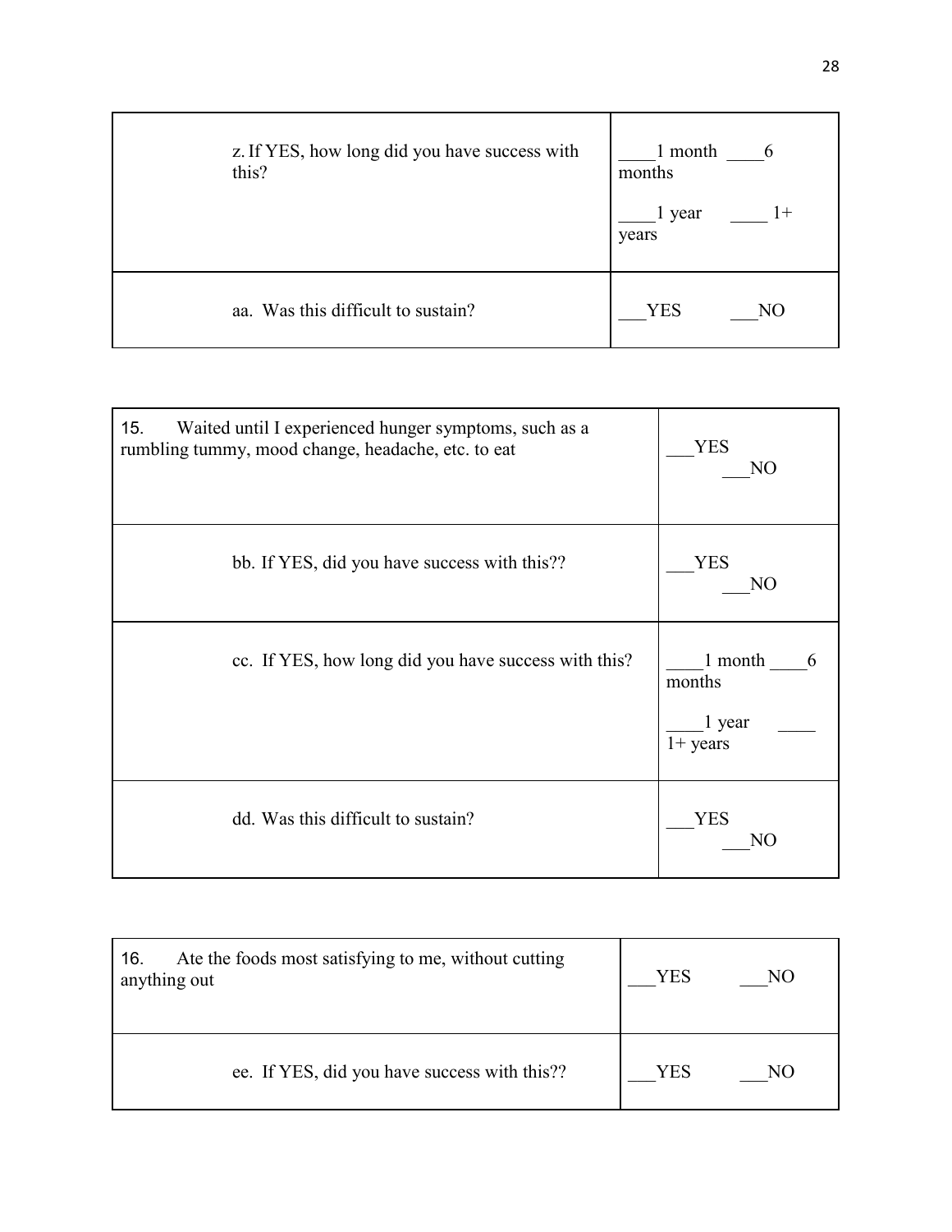| | |
|---|---|
| z. If YES, how long did you have success with this? | ____1 month ____6 months<br>____1 year ____ 1+ years |
| aa. Was this difficult to sustain? | ___YES ___NO |

| | |
|---|---|
| 15. Waited until I experienced hunger symptoms, such as a rumbling tummy, mood change, headache, etc. to eat | ___YES ___NO |
| bb. If YES, did you have success with this?? | ___YES ___NO |
| cc. If YES, how long did you have success with this? | ____1 month ____6 months<br>____1 year ____ 1+ years |
| dd. Was this difficult to sustain? | ___YES ___NO |

| | |
|---|---|
| 16. Ate the foods most satisfying to me, without cutting anything out | ___YES ___NO |
| ee. If YES, did you have success with this?? | ___YES ___NO |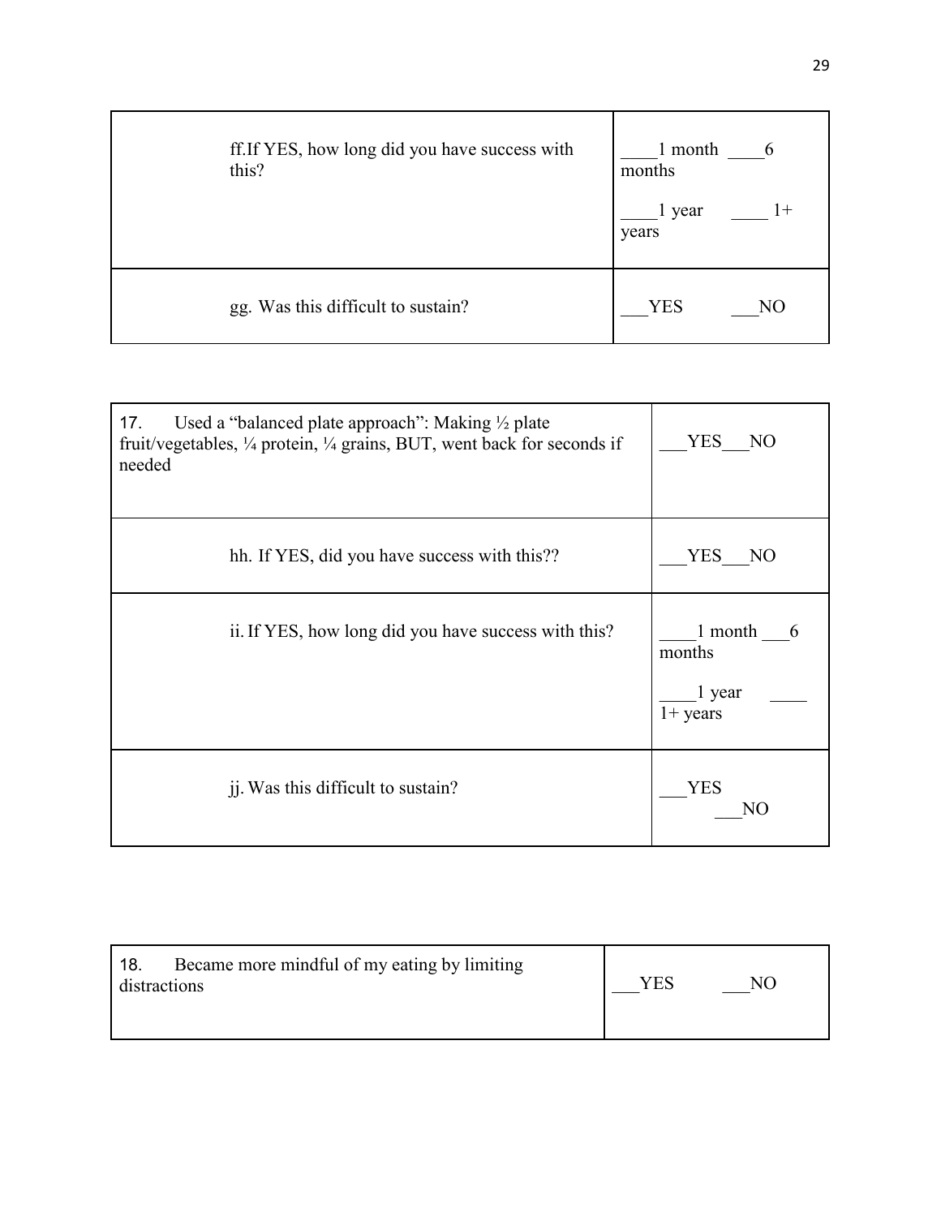| ff. If YES, how long did you have success with this? | ____1 month ____6 months<br>____1 year ____ 1+ years |
|---|---|
| gg. Was this difficult to sustain? | ___YES ___NO |

| 17. Used a "balanced plate approach": Making ½ plate fruit/vegetables, ¼ protein, ¼ grains, BUT, went back for seconds if needed | ___YES___NO |
|---|---|
| hh. If YES, did you have success with this?? | ___YES___NO |
| ii. If YES, how long did you have success with this? | ____1 month ___6 months<br>____1 year ____ 1+ years |
| jj. Was this difficult to sustain? | ___YES ___NO |

| 18. Became more mindful of my eating by limiting distractions | ___YES ___NO |
|---|---|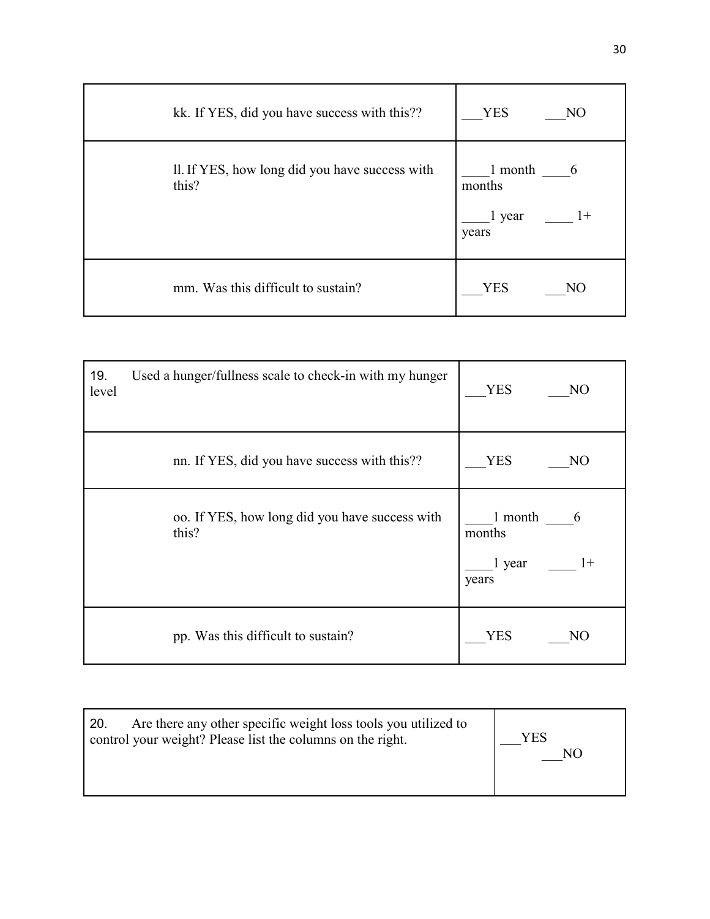| | |
|---|---|
| kk. If YES, did you have success with this?? | ___YES ___NO |
| ll. If YES, how long did you have success with this? | ____1 month ____6 months<br>____1 year ____ 1+ years |
| mm. Was this difficult to sustain? | ___YES ___NO |

| | |
|---|---|
| 19. Used a hunger/fullness scale to check-in with my hunger level | ___YES ___NO |
| nn. If YES, did you have success with this?? | ___YES ___NO |
| oo. If YES, how long did you have success with this? | ____1 month ____6 months<br>____1 year ____ 1+ years |
| pp. Was this difficult to sustain? | ___YES ___NO |

| | |
|---|---|
| 20. Are there any other specific weight loss tools you utilized to control your weight? Please list the columns on the right. | ___YES ___NO |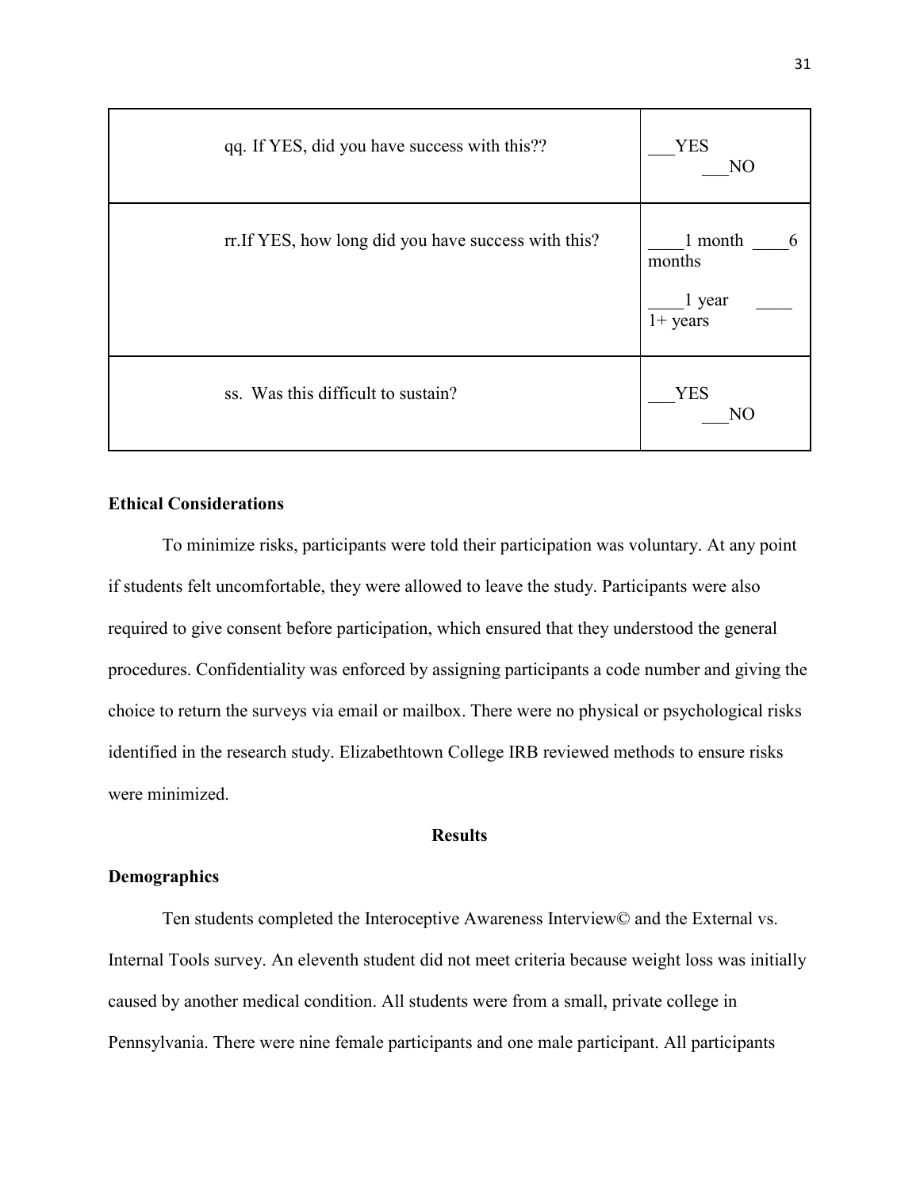| qq. If YES, did you have success with this?? | ___YES ___NO |
| --- | --- |
| rr.If YES, how long did you have success with this? | ____1 month ____6 months ____1 year ____ 1+ years |
| ss. Was this difficult to sustain? | ___YES ___NO |

## Ethical Considerations

To minimize risks, participants were told their participation was voluntary. At any point if students felt uncomfortable, they were allowed to leave the study. Participants were also required to give consent before participation, which ensured that they understood the general procedures. Confidentiality was enforced by assigning participants a code number and giving the choice to return the surveys via email or mailbox. There were no physical or psychological risks identified in the research study. Elizabethtown College IRB reviewed methods to ensure risks were minimized.

# Results

## Demographics

Ten students completed the Interoceptive Awareness Interview© and the External vs. Internal Tools survey. An eleventh student did not meet criteria because weight loss was initially caused by another medical condition. All students were from a small, private college in Pennsylvania. There were nine female participants and one male participant. All participants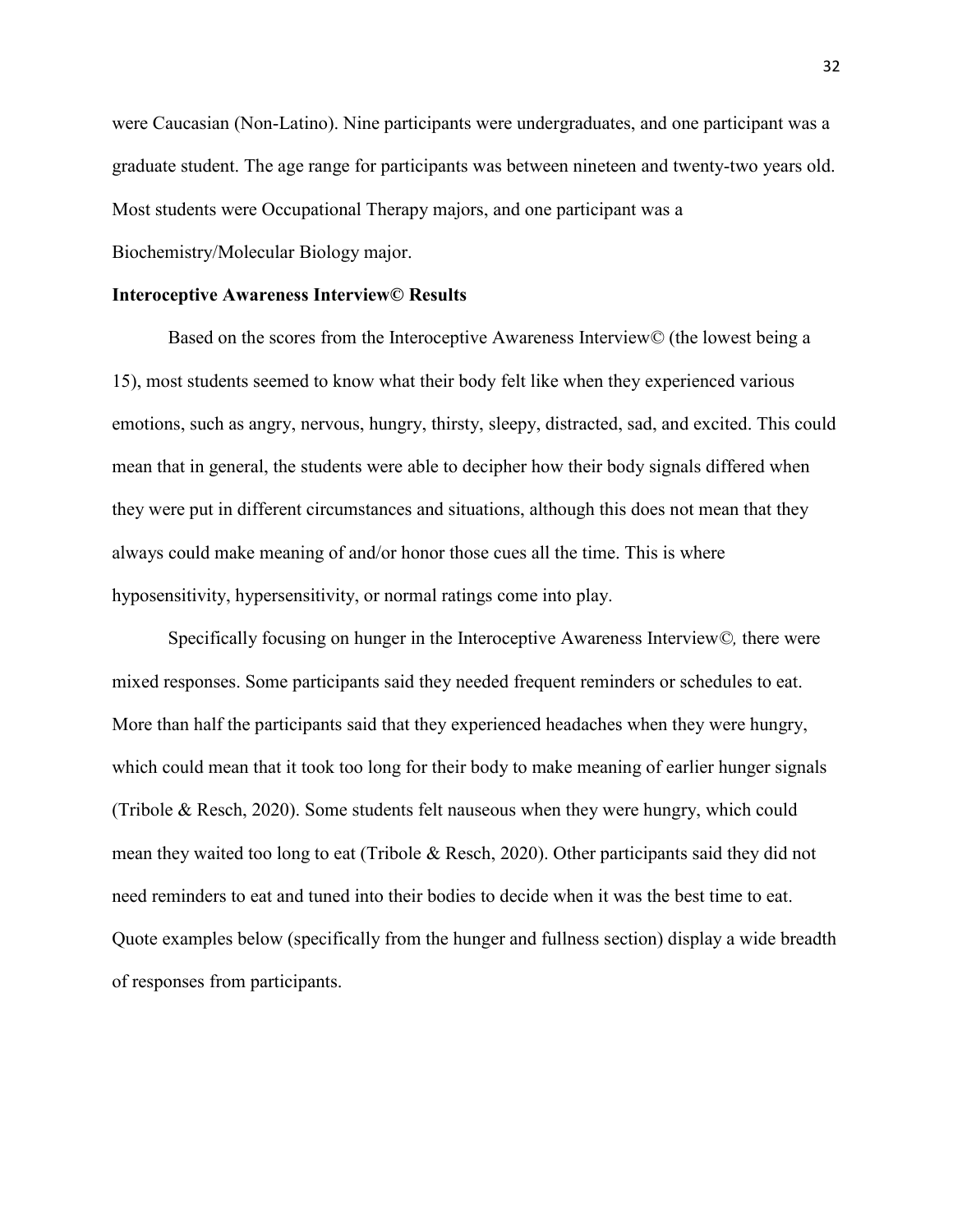were Caucasian (Non-Latino). Nine participants were undergraduates, and one participant was a graduate student. The age range for participants was between nineteen and twenty-two years old. Most students were Occupational Therapy majors, and one participant was a Biochemistry/Molecular Biology major.

**Interoceptive Awareness Interview© Results**

Based on the scores from the Interoceptive Awareness Interview© (the lowest being a 15), most students seemed to know what their body felt like when they experienced various emotions, such as angry, nervous, hungry, thirsty, sleepy, distracted, sad, and excited. This could mean that in general, the students were able to decipher how their body signals differed when they were put in different circumstances and situations, although this does not mean that they always could make meaning of and/or honor those cues all the time. This is where hyposensitivity, hypersensitivity, or normal ratings come into play.

Specifically focusing on hunger in the Interoceptive Awareness Interview*©,* there were mixed responses. Some participants said they needed frequent reminders or schedules to eat. More than half the participants said that they experienced headaches when they were hungry, which could mean that it took too long for their body to make meaning of earlier hunger signals (Tribole & Resch, 2020). Some students felt nauseous when they were hungry, which could mean they waited too long to eat (Tribole & Resch, 2020). Other participants said they did not need reminders to eat and tuned into their bodies to decide when it was the best time to eat. Quote examples below (specifically from the hunger and fullness section) display a wide breadth of responses from participants.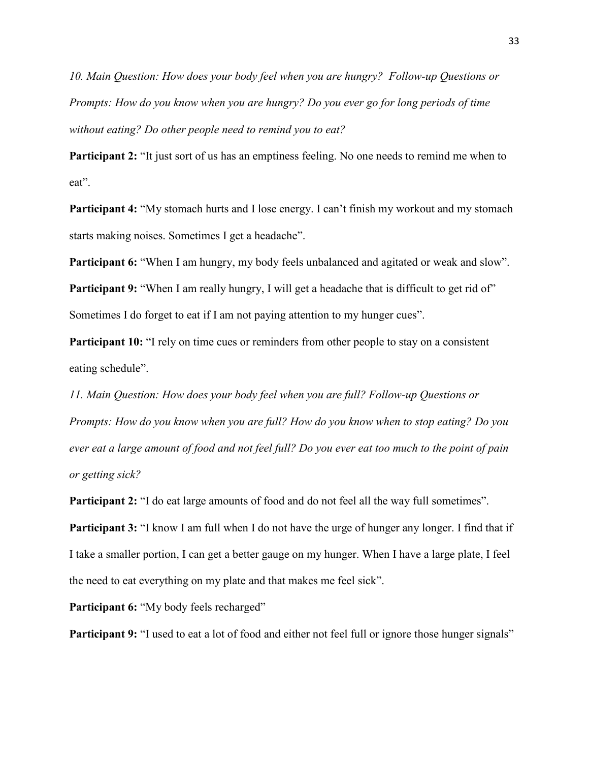*10. Main Question: How does your body feel when you are hungry? Follow-up Questions or Prompts: How do you know when you are hungry? Do you ever go for long periods of time without eating? Do other people need to remind you to eat?*

**Participant 2:** "It just sort of us has an emptiness feeling. No one needs to remind me when to eat".

**Participant 4:** "My stomach hurts and I lose energy. I can't finish my workout and my stomach starts making noises. Sometimes I get a headache".

**Participant 6:** "When I am hungry, my body feels unbalanced and agitated or weak and slow".

**Participant 9:** "When I am really hungry, I will get a headache that is difficult to get rid of" Sometimes I do forget to eat if I am not paying attention to my hunger cues".

**Participant 10:** "I rely on time cues or reminders from other people to stay on a consistent eating schedule".

*11. Main Question: How does your body feel when you are full? Follow-up Questions or Prompts: How do you know when you are full? How do you know when to stop eating? Do you ever eat a large amount of food and not feel full? Do you ever eat too much to the point of pain or getting sick?*

**Participant 2:** "I do eat large amounts of food and do not feel all the way full sometimes".

**Participant 3:** "I know I am full when I do not have the urge of hunger any longer. I find that if I take a smaller portion, I can get a better gauge on my hunger. When I have a large plate, I feel the need to eat everything on my plate and that makes me feel sick".

**Participant 6:** "My body feels recharged"

**Participant 9:** "I used to eat a lot of food and either not feel full or ignore those hunger signals"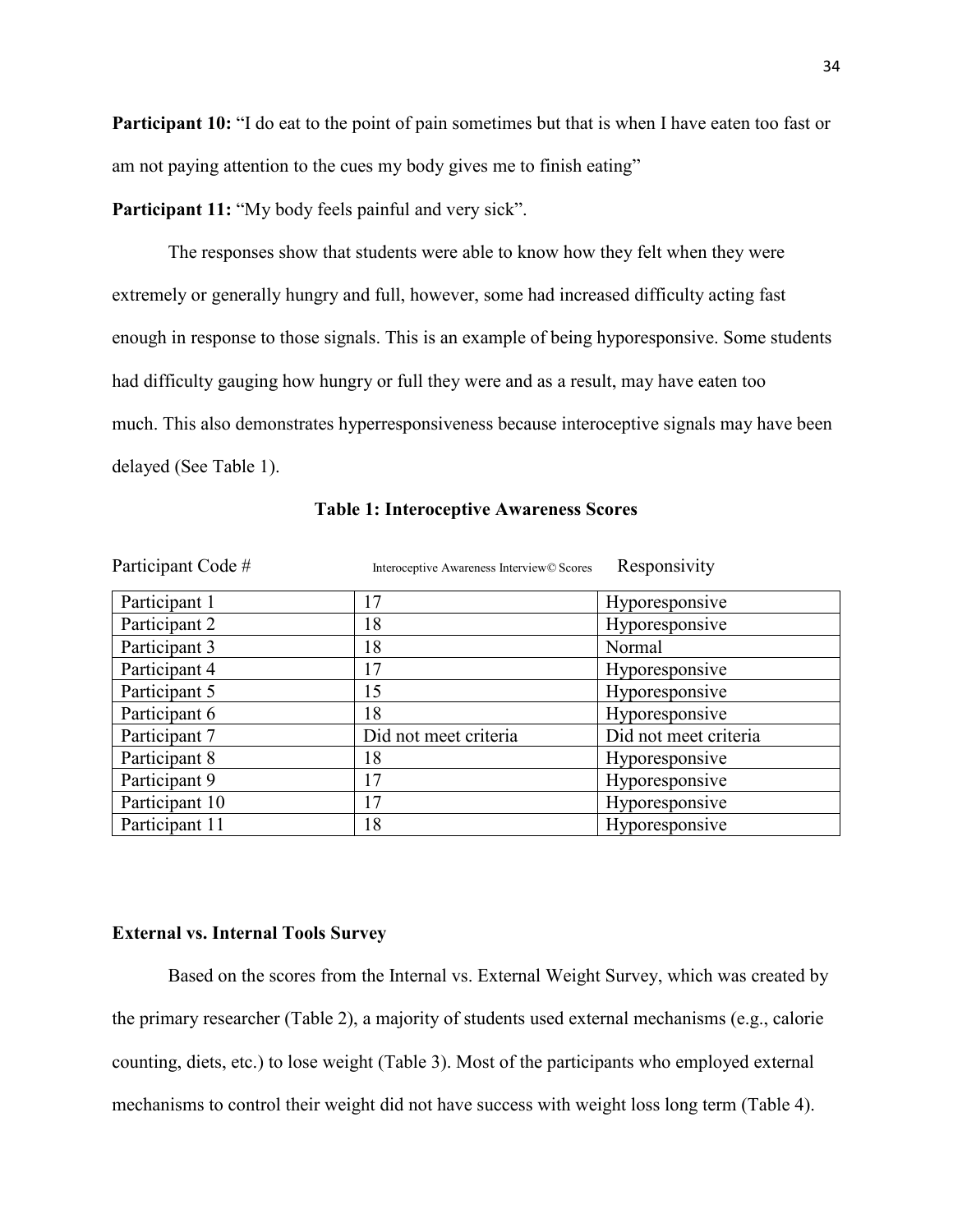**Participant 10:** "I do eat to the point of pain sometimes but that is when I have eaten too fast or am not paying attention to the cues my body gives me to finish eating"

**Participant 11:** "My body feels painful and very sick".

The responses show that students were able to know how they felt when they were extremely or generally hungry and full, however, some had increased difficulty acting fast enough in response to those signals. This is an example of being hyporesponsive. Some students had difficulty gauging how hungry or full they were and as a result, may have eaten too much. This also demonstrates hyperresponsiveness because interoceptive signals may have been delayed (See Table 1).

**Table 1: Interoceptive Awareness Scores**

| Participant Code # | Interoceptive Awareness Interview© Scores | Responsivity |
|---|---|---|
| Participant 1 | 17 | Hyporesponsive |
| Participant 2 | 18 | Hyporesponsive |
| Participant 3 | 18 | Normal |
| Participant 4 | 17 | Hyporesponsive |
| Participant 5 | 15 | Hyporesponsive |
| Participant 6 | 18 | Hyporesponsive |
| Participant 7 | Did not meet criteria | Did not meet criteria |
| Participant 8 | 18 | Hyporesponsive |
| Participant 9 | 17 | Hyporesponsive |
| Participant 10 | 17 | Hyporesponsive |
| Participant 11 | 18 | Hyporesponsive |

### External vs. Internal Tools Survey

Based on the scores from the Internal vs. External Weight Survey, which was created by the primary researcher (Table 2), a majority of students used external mechanisms (e.g., calorie counting, diets, etc.) to lose weight (Table 3). Most of the participants who employed external mechanisms to control their weight did not have success with weight loss long term (Table 4).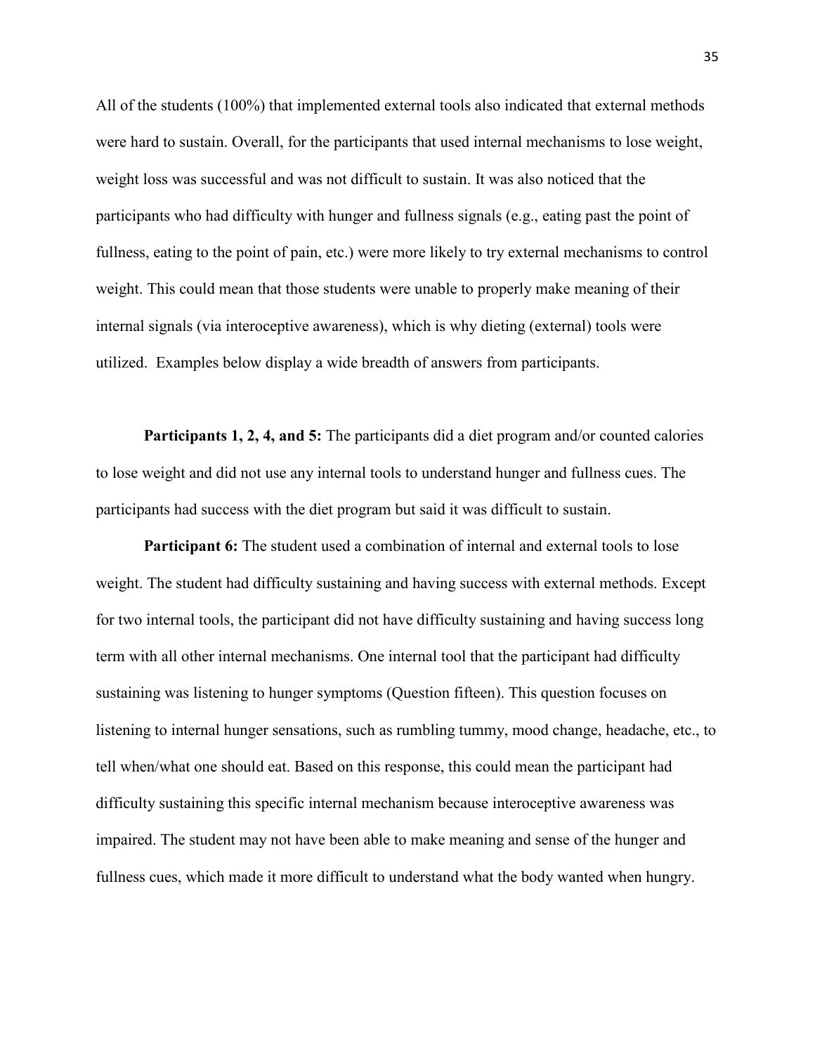All of the students (100%) that implemented external tools also indicated that external methods were hard to sustain. Overall, for the participants that used internal mechanisms to lose weight, weight loss was successful and was not difficult to sustain. It was also noticed that the participants who had difficulty with hunger and fullness signals (e.g., eating past the point of fullness, eating to the point of pain, etc.) were more likely to try external mechanisms to control weight. This could mean that those students were unable to properly make meaning of their internal signals (via interoceptive awareness), which is why dieting (external) tools were utilized. Examples below display a wide breadth of answers from participants.

**Participants 1, 2, 4, and 5:** The participants did a diet program and/or counted calories to lose weight and did not use any internal tools to understand hunger and fullness cues. The participants had success with the diet program but said it was difficult to sustain.

**Participant 6:** The student used a combination of internal and external tools to lose weight. The student had difficulty sustaining and having success with external methods. Except for two internal tools, the participant did not have difficulty sustaining and having success long term with all other internal mechanisms. One internal tool that the participant had difficulty sustaining was listening to hunger symptoms (Question fifteen). This question focuses on listening to internal hunger sensations, such as rumbling tummy, mood change, headache, etc., to tell when/what one should eat. Based on this response, this could mean the participant had difficulty sustaining this specific internal mechanism because interoceptive awareness was impaired. The student may not have been able to make meaning and sense of the hunger and fullness cues, which made it more difficult to understand what the body wanted when hungry.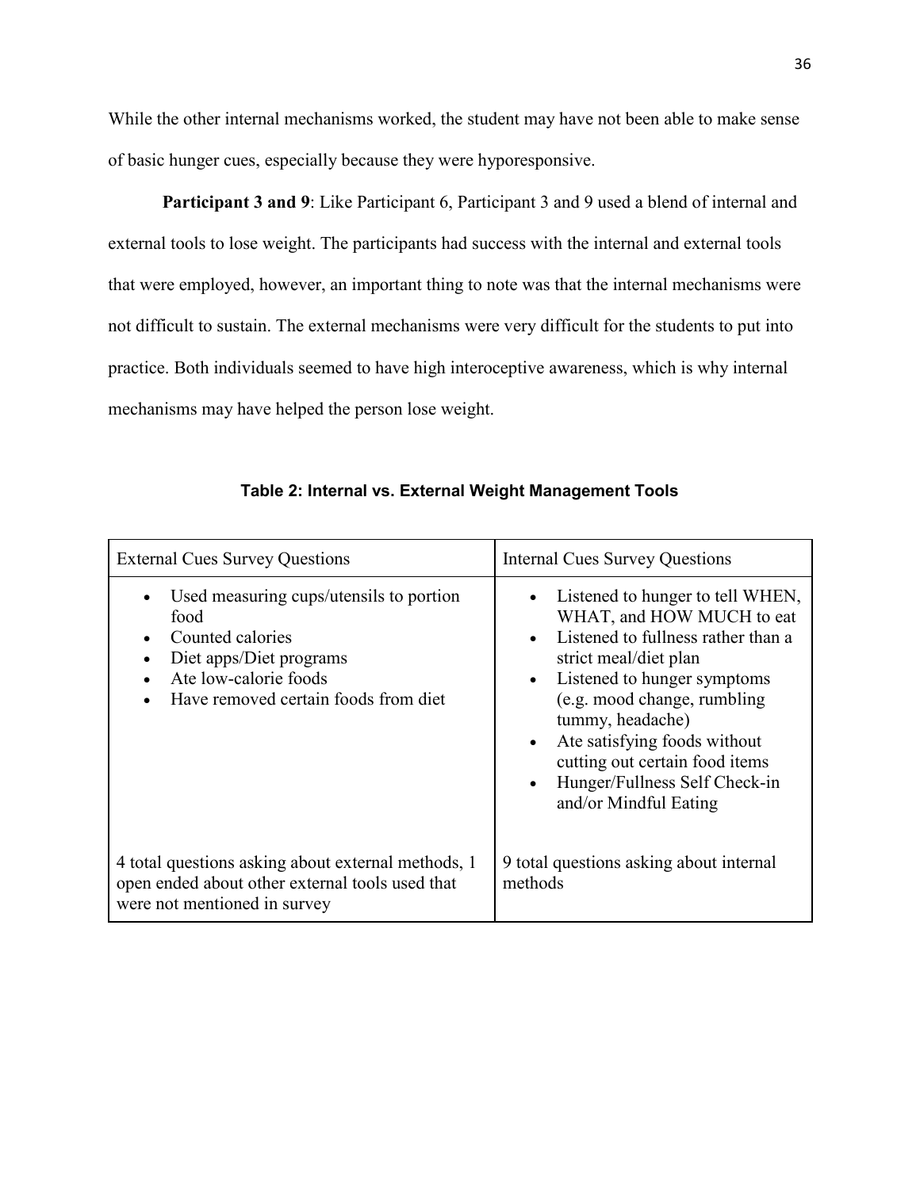While the other internal mechanisms worked, the student may have not been able to make sense of basic hunger cues, especially because they were hyporesponsive.

**Participant 3 and 9**: Like Participant 6, Participant 3 and 9 used a blend of internal and external tools to lose weight. The participants had success with the internal and external tools that were employed, however, an important thing to note was that the internal mechanisms were not difficult to sustain. The external mechanisms were very difficult for the students to put into practice. Both individuals seemed to have high interoceptive awareness, which is why internal mechanisms may have helped the person lose weight.

**Table 2: Internal vs. External Weight Management Tools**

| External Cues Survey Questions | Internal Cues Survey Questions |
| --- | --- |
| • Used measuring cups/utensils to portion food<br>• Counted calories<br>• Diet apps/Diet programs<br>• Ate low-calorie foods<br>• Have removed certain foods from diet | • Listened to hunger to tell WHEN, WHAT, and HOW MUCH to eat<br>• Listened to fullness rather than a strict meal/diet plan<br>• Listened to hunger symptoms (e.g. mood change, rumbling tummy, headache)<br>• Ate satisfying foods without cutting out certain food items<br>• Hunger/Fullness Self Check-in and/or Mindful Eating |
| 4 total questions asking about external methods, 1 open ended about other external tools used that were not mentioned in survey | 9 total questions asking about internal methods |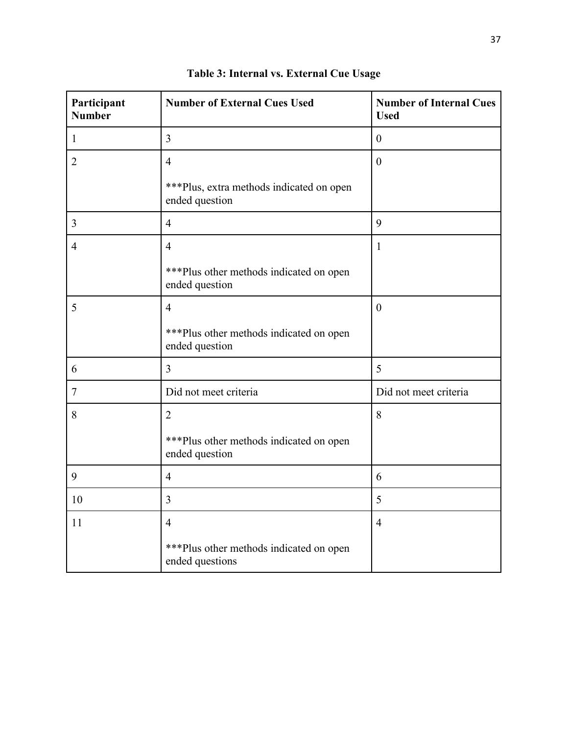**Table 3: Internal vs. External Cue Usage**

| Participant Number | Number of External Cues Used | Number of Internal Cues Used |
|---|---|---|
| 1 | 3 | 0 |
| 2 | 4 <br><br> ***Plus, extra methods indicated on open ended question | 0 |
| 3 | 4 | 9 |
| 4 | 4 <br><br> ***Plus other methods indicated on open ended question | 1 |
| 5 | 4 <br><br> ***Plus other methods indicated on open ended question | 0 |
| 6 | 3 | 5 |
| 7 | Did not meet criteria | Did not meet criteria |
| 8 | 2 <br><br> ***Plus other methods indicated on open ended question | 8 |
| 9 | 4 | 6 |
| 10 | 3 | 5 |
| 11 | 4 <br><br> ***Plus other methods indicated on open ended questions | 4 |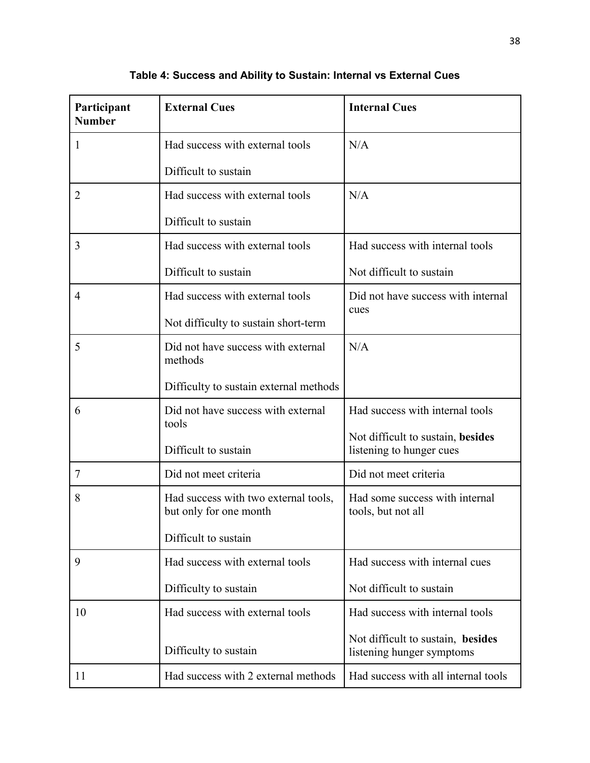**Table 4: Success and Ability to Sustain: Internal vs External Cues**

| Participant Number | External Cues | Internal Cues |
|---|---|---|
| 1 | Had success with external tools<br><br>Difficult to sustain | N/A |
| 2 | Had success with external tools<br><br>Difficult to sustain | N/A |
| 3 | Had success with external tools<br><br>Difficult to sustain | Had success with internal tools<br><br>Not difficult to sustain |
| 4 | Had success with external tools<br><br>Not difficulty to sustain short-term | Did not have success with internal cues |
| 5 | Did not have success with external methods<br><br>Difficulty to sustain external methods | N/A |
| 6 | Did not have success with external tools<br><br>Difficult to sustain | Had success with internal tools<br><br>Not difficult to sustain, **besides** listening to hunger cues |
| 7 | Did not meet criteria | Did not meet criteria |
| 8 | Had success with two external tools, but only for one month<br><br>Difficult to sustain | Had some success with internal tools, but not all |
| 9 | Had success with external tools<br><br>Difficulty to sustain | Had success with internal cues<br><br>Not difficult to sustain |
| 10 | Had success with external tools<br><br>Difficulty to sustain | Had success with internal tools<br><br>Not difficult to sustain, **besides** listening hunger symptoms |
| 11 | Had success with 2 external methods | Had success with all internal tools |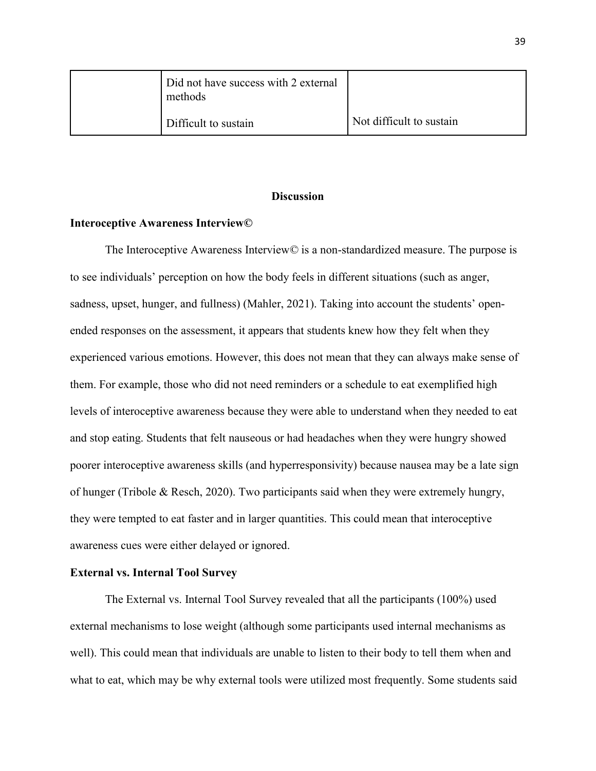| | | |
|---|---|---|
| | Did not have success with 2 external methods | |
| | Difficult to sustain | Not difficult to sustain |

## Discussion

### Interoceptive Awareness Interview©

The Interoceptive Awareness Interview© is a non-standardized measure. The purpose is to see individuals' perception on how the body feels in different situations (such as anger, sadness, upset, hunger, and fullness) (Mahler, 2021). Taking into account the students' open-ended responses on the assessment, it appears that students knew how they felt when they experienced various emotions. However, this does not mean that they can always make sense of them. For example, those who did not need reminders or a schedule to eat exemplified high levels of interoceptive awareness because they were able to understand when they needed to eat and stop eating. Students that felt nauseous or had headaches when they were hungry showed poorer interoceptive awareness skills (and hyperresponsivity) because nausea may be a late sign of hunger (Tribole & Resch, 2020). Two participants said when they were extremely hungry, they were tempted to eat faster and in larger quantities. This could mean that interoceptive awareness cues were either delayed or ignored.

### External vs. Internal Tool Survey

The External vs. Internal Tool Survey revealed that all the participants (100%) used external mechanisms to lose weight (although some participants used internal mechanisms as well). This could mean that individuals are unable to listen to their body to tell them when and what to eat, which may be why external tools were utilized most frequently. Some students said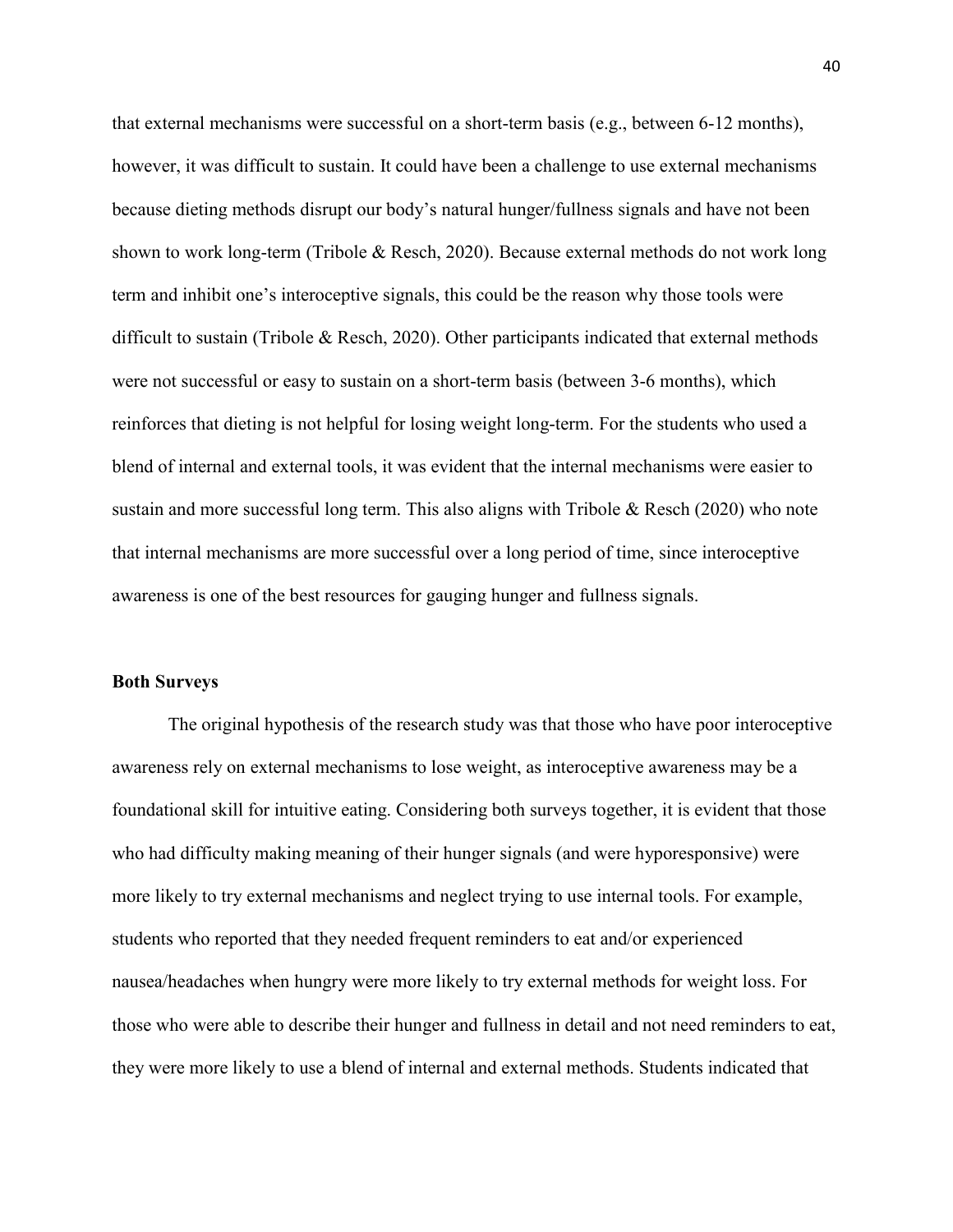that external mechanisms were successful on a short-term basis (e.g., between 6-12 months), however, it was difficult to sustain. It could have been a challenge to use external mechanisms because dieting methods disrupt our body's natural hunger/fullness signals and have not been shown to work long-term (Tribole & Resch, 2020). Because external methods do not work long term and inhibit one's interoceptive signals, this could be the reason why those tools were difficult to sustain (Tribole & Resch, 2020). Other participants indicated that external methods were not successful or easy to sustain on a short-term basis (between 3-6 months), which reinforces that dieting is not helpful for losing weight long-term. For the students who used a blend of internal and external tools, it was evident that the internal mechanisms were easier to sustain and more successful long term. This also aligns with Tribole & Resch (2020) who note that internal mechanisms are more successful over a long period of time, since interoceptive awareness is one of the best resources for gauging hunger and fullness signals.

**Both Surveys**

The original hypothesis of the research study was that those who have poor interoceptive awareness rely on external mechanisms to lose weight, as interoceptive awareness may be a foundational skill for intuitive eating. Considering both surveys together, it is evident that those who had difficulty making meaning of their hunger signals (and were hyporesponsive) were more likely to try external mechanisms and neglect trying to use internal tools. For example, students who reported that they needed frequent reminders to eat and/or experienced nausea/headaches when hungry were more likely to try external methods for weight loss. For those who were able to describe their hunger and fullness in detail and not need reminders to eat, they were more likely to use a blend of internal and external methods. Students indicated that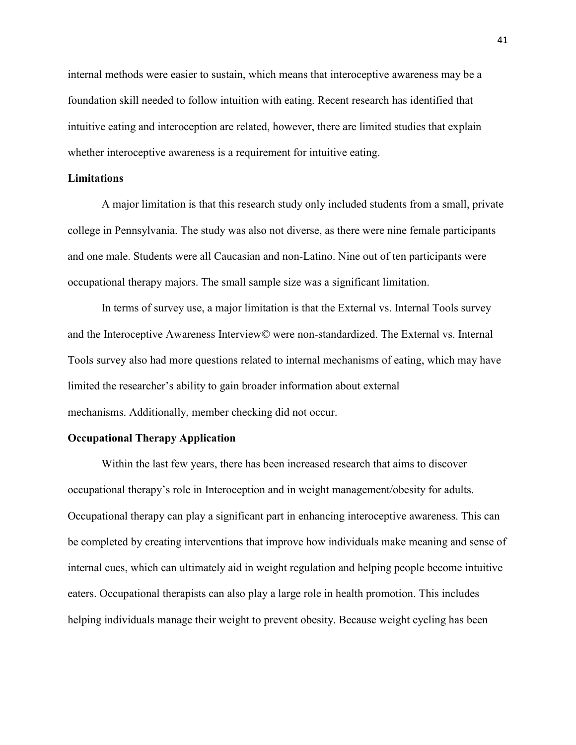internal methods were easier to sustain, which means that interoceptive awareness may be a foundation skill needed to follow intuition with eating. Recent research has identified that intuitive eating and interoception are related, however, there are limited studies that explain whether interoceptive awareness is a requirement for intuitive eating.

**Limitations**

A major limitation is that this research study only included students from a small, private college in Pennsylvania. The study was also not diverse, as there were nine female participants and one male. Students were all Caucasian and non-Latino. Nine out of ten participants were occupational therapy majors. The small sample size was a significant limitation.

In terms of survey use, a major limitation is that the External vs. Internal Tools survey and the Interoceptive Awareness Interview© were non-standardized. The External vs. Internal Tools survey also had more questions related to internal mechanisms of eating, which may have limited the researcher's ability to gain broader information about external mechanisms. Additionally, member checking did not occur.

**Occupational Therapy Application**

Within the last few years, there has been increased research that aims to discover occupational therapy's role in Interoception and in weight management/obesity for adults. Occupational therapy can play a significant part in enhancing interoceptive awareness. This can be completed by creating interventions that improve how individuals make meaning and sense of internal cues, which can ultimately aid in weight regulation and helping people become intuitive eaters. Occupational therapists can also play a large role in health promotion. This includes helping individuals manage their weight to prevent obesity. Because weight cycling has been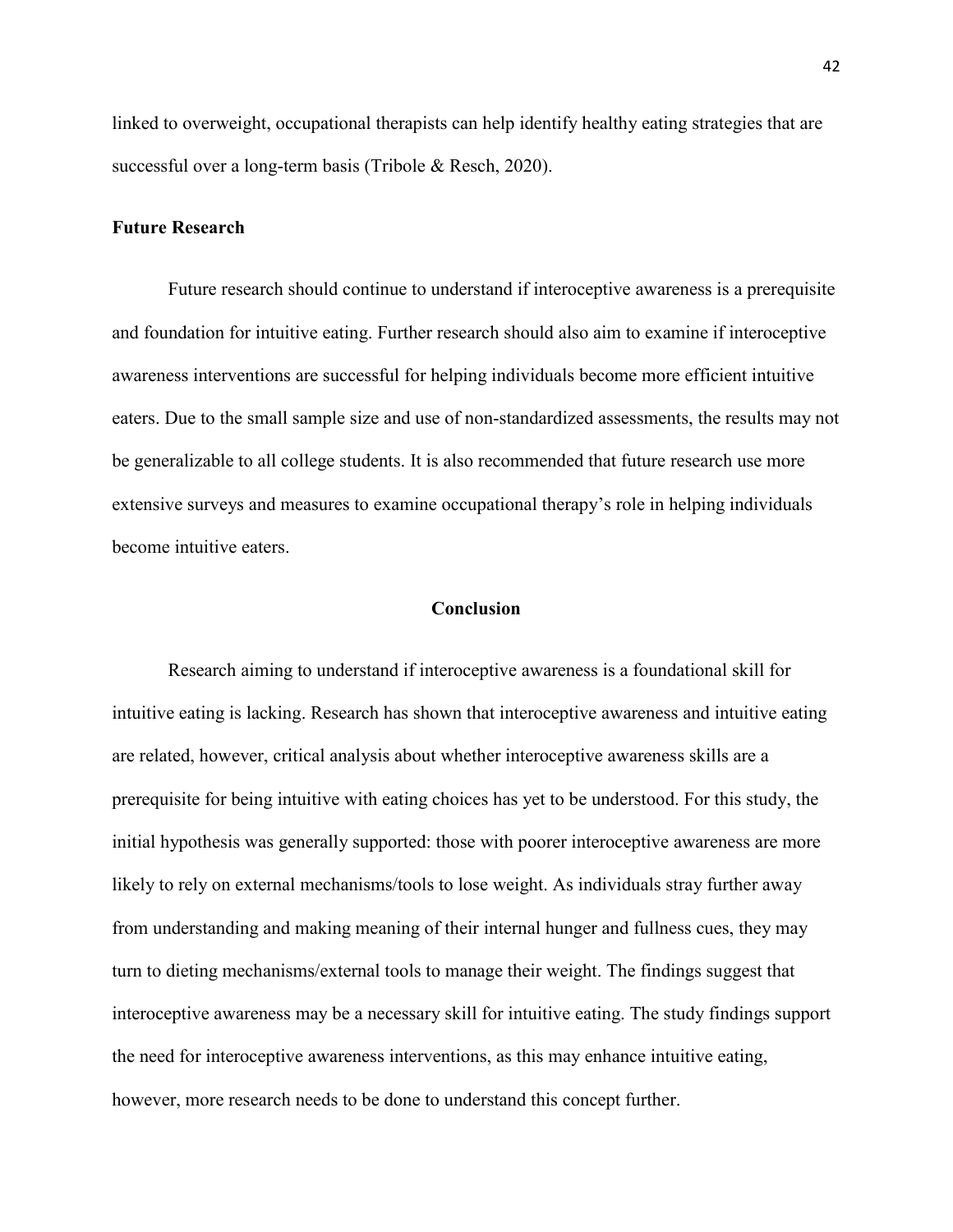linked to overweight, occupational therapists can help identify healthy eating strategies that are successful over a long-term basis (Tribole & Resch, 2020).

**Future Research**

Future research should continue to understand if interoceptive awareness is a prerequisite and foundation for intuitive eating. Further research should also aim to examine if interoceptive awareness interventions are successful for helping individuals become more efficient intuitive eaters. Due to the small sample size and use of non-standardized assessments, the results may not be generalizable to all college students. It is also recommended that future research use more extensive surveys and measures to examine occupational therapy's role in helping individuals become intuitive eaters.

## Conclusion

Research aiming to understand if interoceptive awareness is a foundational skill for intuitive eating is lacking. Research has shown that interoceptive awareness and intuitive eating are related, however, critical analysis about whether interoceptive awareness skills are a prerequisite for being intuitive with eating choices has yet to be understood. For this study, the initial hypothesis was generally supported: those with poorer interoceptive awareness are more likely to rely on external mechanisms/tools to lose weight. As individuals stray further away from understanding and making meaning of their internal hunger and fullness cues, they may turn to dieting mechanisms/external tools to manage their weight. The findings suggest that interoceptive awareness may be a necessary skill for intuitive eating. The study findings support the need for interoceptive awareness interventions, as this may enhance intuitive eating, however, more research needs to be done to understand this concept further.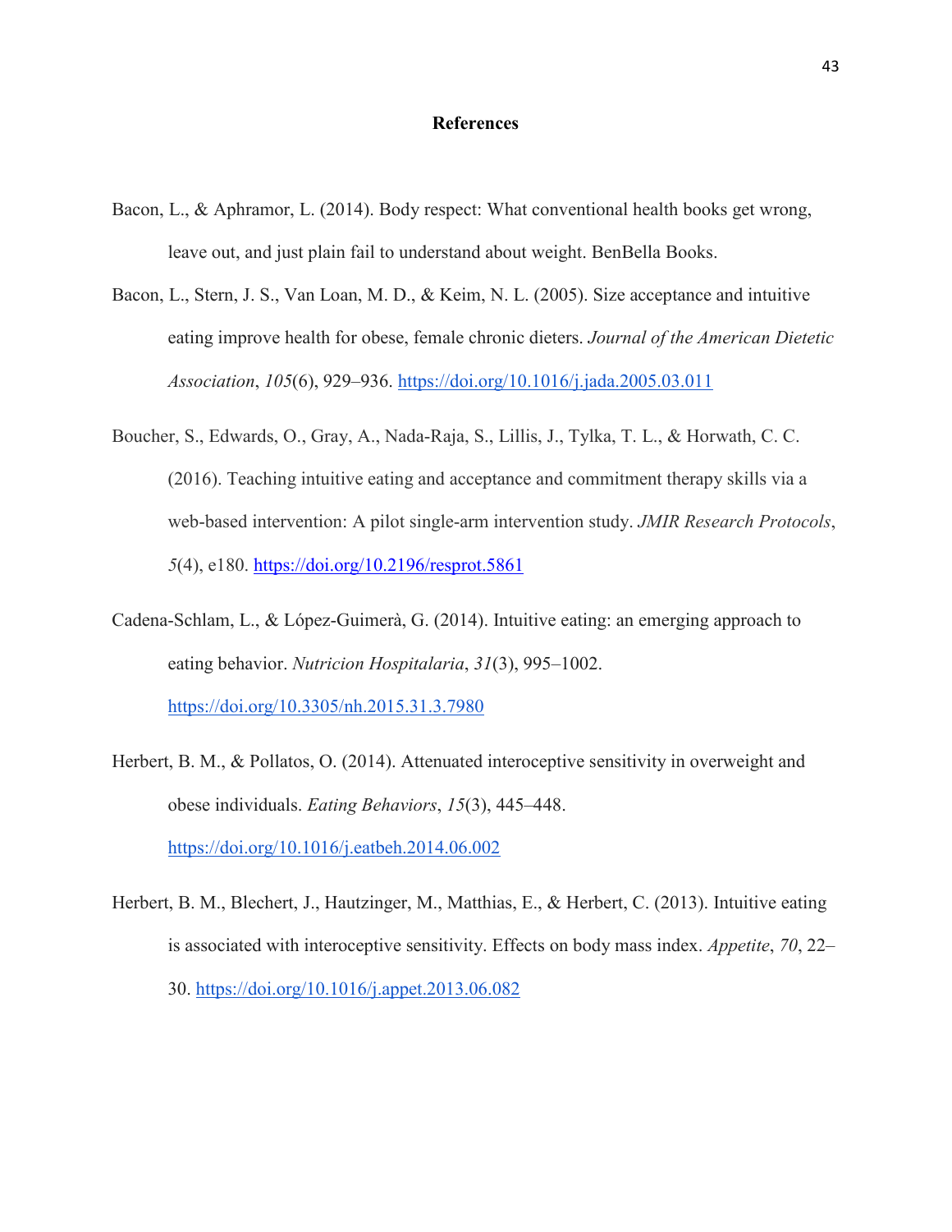# References

Bacon, L., & Aphramor, L. (2014). Body respect: What conventional health books get wrong, leave out, and just plain fail to understand about weight. BenBella Books.

Bacon, L., Stern, J. S., Van Loan, M. D., & Keim, N. L. (2005). Size acceptance and intuitive eating improve health for obese, female chronic dieters. *Journal of the American Dietetic Association*, *105*(6), 929–936. https://doi.org/10.1016/j.jada.2005.03.011

Boucher, S., Edwards, O., Gray, A., Nada-Raja, S., Lillis, J., Tylka, T. L., & Horwath, C. C. (2016). Teaching intuitive eating and acceptance and commitment therapy skills via a web-based intervention: A pilot single-arm intervention study. *JMIR Research Protocols*, *5*(4), e180. https://doi.org/10.2196/resprot.5861

Cadena-Schlam, L., & López-Guimerà, G. (2014). Intuitive eating: an emerging approach to eating behavior. *Nutricion Hospitalaria*, *31*(3), 995–1002. https://doi.org/10.3305/nh.2015.31.3.7980

Herbert, B. M., & Pollatos, O. (2014). Attenuated interoceptive sensitivity in overweight and obese individuals. *Eating Behaviors*, *15*(3), 445–448. https://doi.org/10.1016/j.eatbeh.2014.06.002

Herbert, B. M., Blechert, J., Hautzinger, M., Matthias, E., & Herbert, C. (2013). Intuitive eating is associated with interoceptive sensitivity. Effects on body mass index. *Appetite*, *70*, 22–30. https://doi.org/10.1016/j.appet.2013.06.082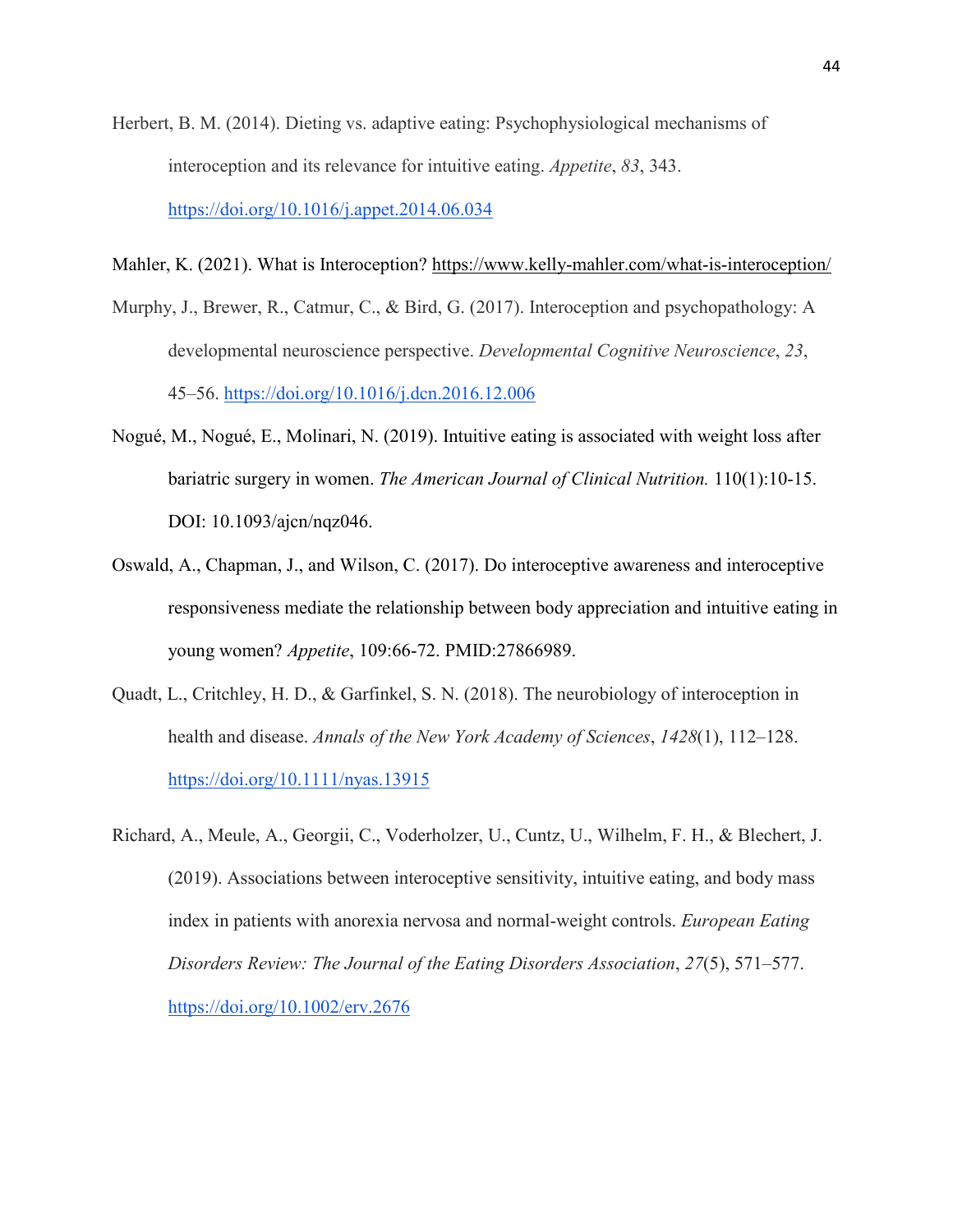Herbert, B. M. (2014). Dieting vs. adaptive eating: Psychophysiological mechanisms of interoception and its relevance for intuitive eating. *Appetite*, *83*, 343. https://doi.org/10.1016/j.appet.2014.06.034

Mahler, K. (2021). What is Interoception? https://www.kelly-mahler.com/what-is-interoception/

Murphy, J., Brewer, R., Catmur, C., & Bird, G. (2017). Interoception and psychopathology: A developmental neuroscience perspective. *Developmental Cognitive Neuroscience*, *23*, 45–56. https://doi.org/10.1016/j.dcn.2016.12.006

Nogué, M., Nogué, E., Molinari, N. (2019). Intuitive eating is associated with weight loss after bariatric surgery in women. *The American Journal of Clinical Nutrition.* 110(1):10-15. DOI: 10.1093/ajcn/nqz046.

Oswald, A., Chapman, J., and Wilson, C. (2017). Do interoceptive awareness and interoceptive responsiveness mediate the relationship between body appreciation and intuitive eating in young women? *Appetite*, 109:66-72. PMID:27866989.

Quadt, L., Critchley, H. D., & Garfinkel, S. N. (2018). The neurobiology of interoception in health and disease. *Annals of the New York Academy of Sciences*, *1428*(1), 112–128. https://doi.org/10.1111/nyas.13915

Richard, A., Meule, A., Georgii, C., Voderholzer, U., Cuntz, U., Wilhelm, F. H., & Blechert, J. (2019). Associations between interoceptive sensitivity, intuitive eating, and body mass index in patients with anorexia nervosa and normal-weight controls. *European Eating Disorders Review: The Journal of the Eating Disorders Association*, *27*(5), 571–577. https://doi.org/10.1002/erv.2676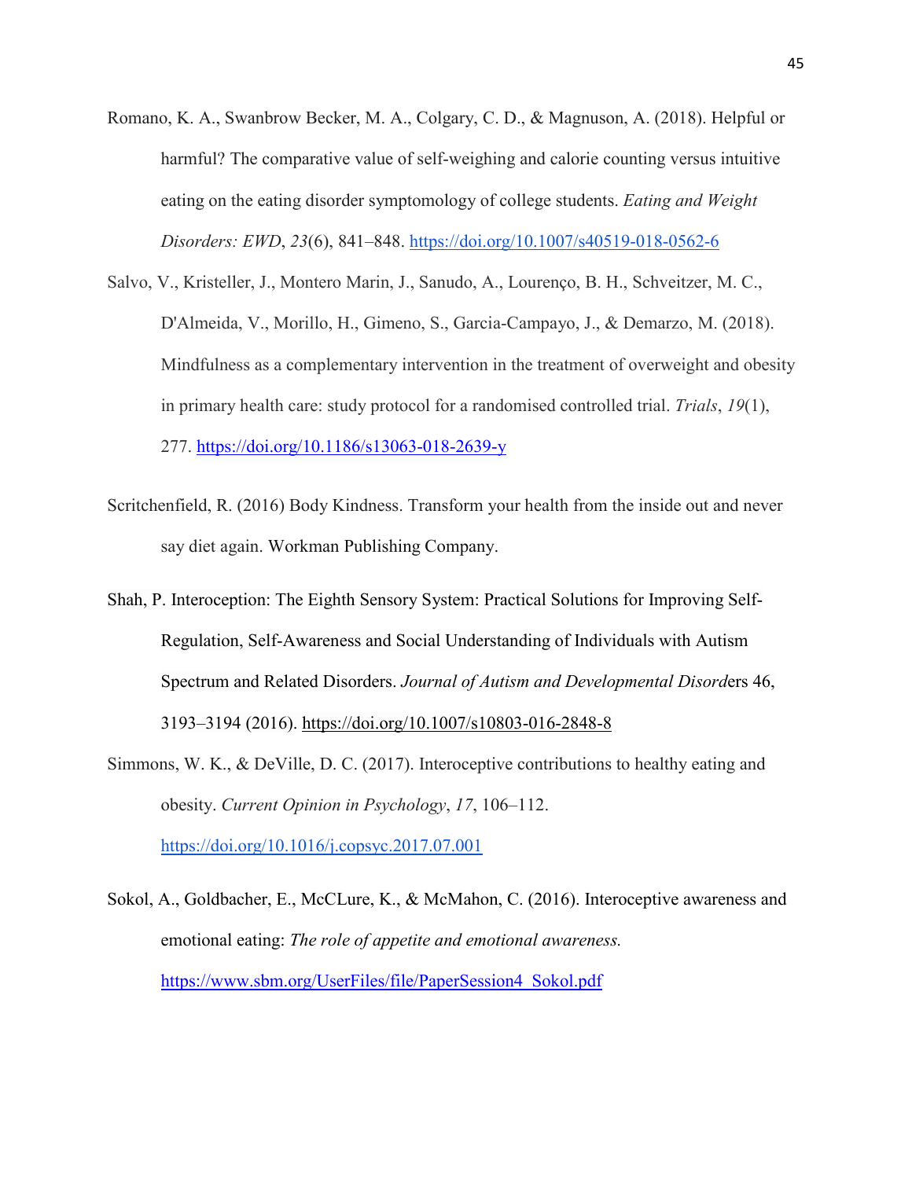Romano, K. A., Swanbrow Becker, M. A., Colgary, C. D., & Magnuson, A. (2018). Helpful or harmful? The comparative value of self-weighing and calorie counting versus intuitive eating on the eating disorder symptomology of college students. *Eating and Weight Disorders: EWD*, *23*(6), 841–848. https://doi.org/10.1007/s40519-018-0562-6

Salvo, V., Kristeller, J., Montero Marin, J., Sanudo, A., Lourenço, B. H., Schveitzer, M. C., D'Almeida, V., Morillo, H., Gimeno, S., Garcia-Campayo, J., & Demarzo, M. (2018). Mindfulness as a complementary intervention in the treatment of overweight and obesity in primary health care: study protocol for a randomised controlled trial. *Trials*, *19*(1), 277. https://doi.org/10.1186/s13063-018-2639-y

Scritchenfield, R. (2016) Body Kindness. Transform your health from the inside out and never say diet again. Workman Publishing Company.

Shah, P. Interoception: The Eighth Sensory System: Practical Solutions for Improving Self-Regulation, Self-Awareness and Social Understanding of Individuals with Autism Spectrum and Related Disorders. *Journal of Autism and Developmental Disord*ers 46, 3193–3194 (2016). https://doi.org/10.1007/s10803-016-2848-8

Simmons, W. K., & DeVille, D. C. (2017). Interoceptive contributions to healthy eating and obesity. *Current Opinion in Psychology*, *17*, 106–112. https://doi.org/10.1016/j.copsyc.2017.07.001

Sokol, A., Goldbacher, E., McCLure, K., & McMahon, C. (2016). Interoceptive awareness and emotional eating: *The role of appetite and emotional awareness.* https://www.sbm.org/UserFiles/file/PaperSession4_Sokol.pdf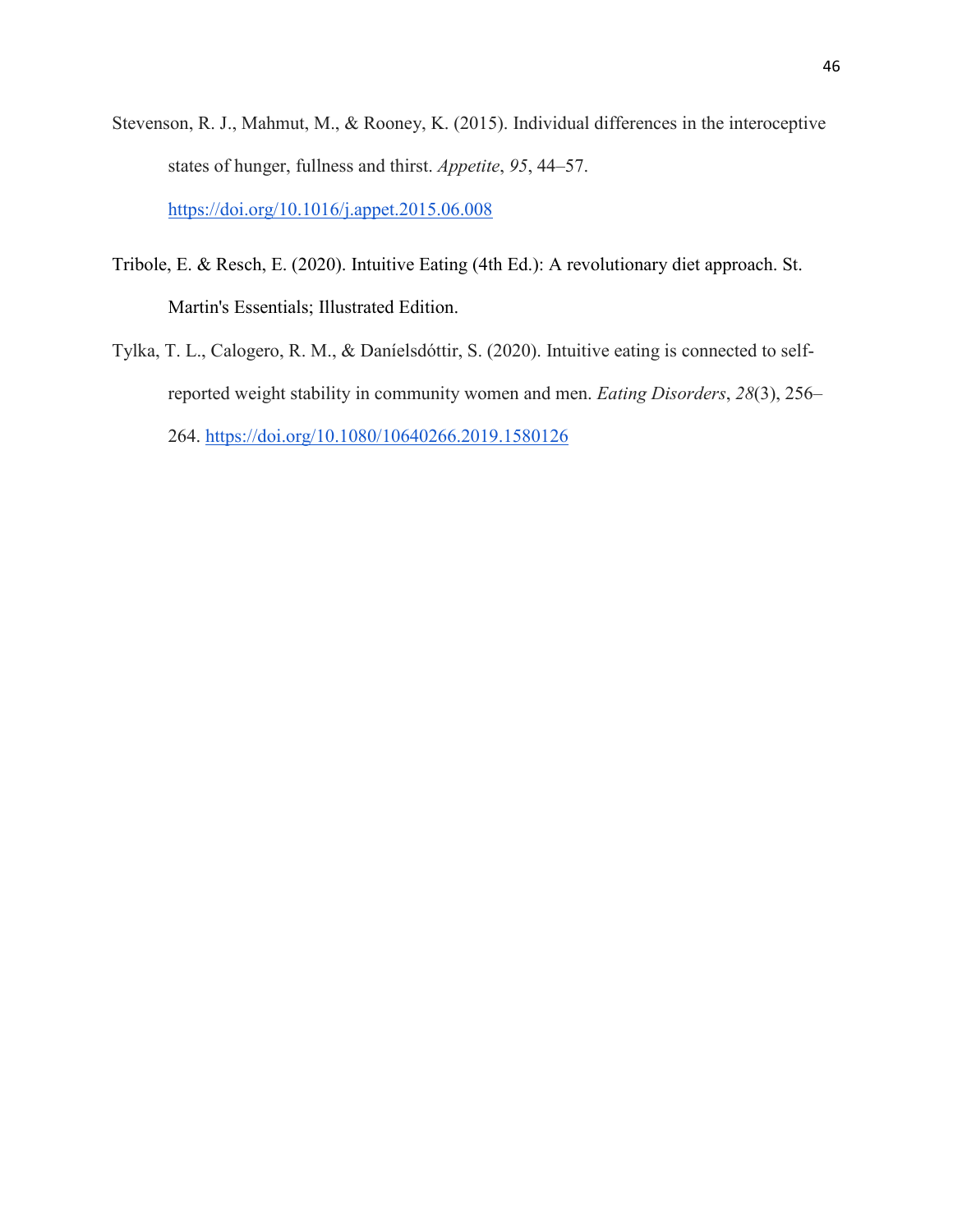Stevenson, R. J., Mahmut, M., & Rooney, K. (2015). Individual differences in the interoceptive states of hunger, fullness and thirst. *Appetite*, *95*, 44–57. https://doi.org/10.1016/j.appet.2015.06.008

Tribole, E. & Resch, E. (2020). Intuitive Eating (4th Ed.): A revolutionary diet approach. St. Martin's Essentials; Illustrated Edition.

Tylka, T. L., Calogero, R. M., & Daníelsdóttir, S. (2020). Intuitive eating is connected to self-reported weight stability in community women and men. *Eating Disorders*, *28*(3), 256–264. https://doi.org/10.1080/10640266.2019.1580126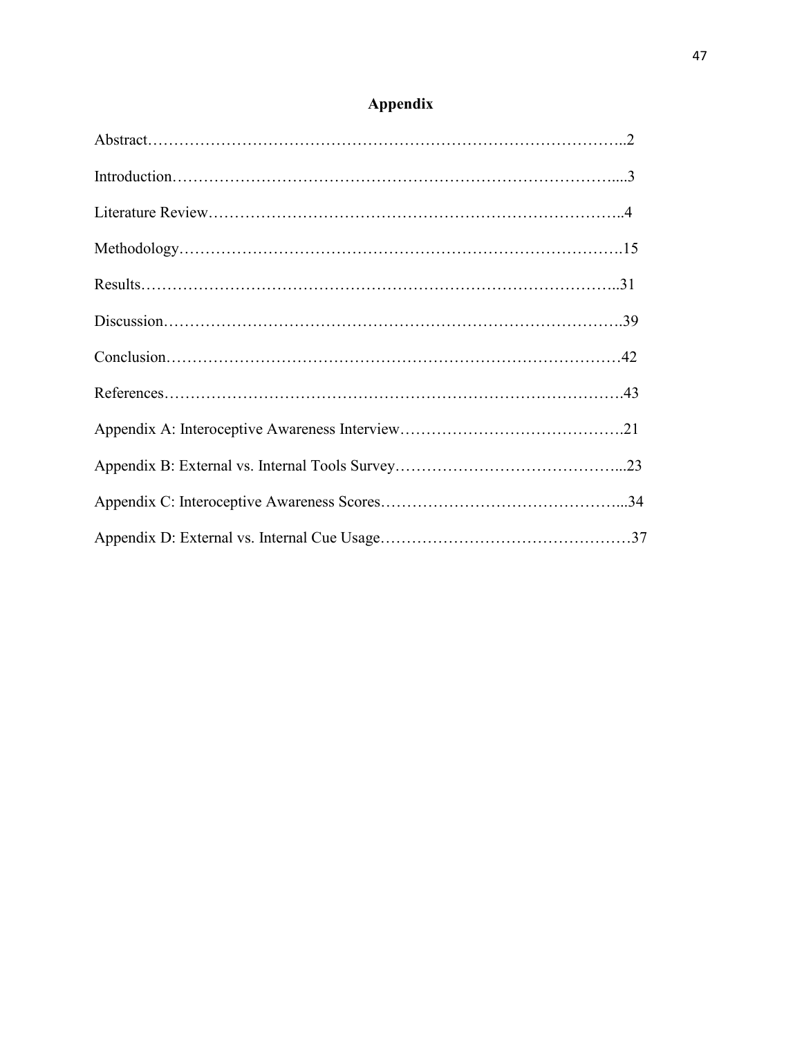# Appendix

Abstract……………………………………………………………………………..2

Introduction………………………………………………………………………....3

Literature Review…………………………………………………………………..4

Methodology……………………………………………………………………….15

Results……………………………………………………………………………...31

Discussion………………………………………………………………………….39

Conclusion…………………………………………………………………………42

References…………………………………………………………………………43

Appendix A: Interoceptive Awareness Interview…………………………………….21

Appendix B: External vs. Internal Tools Survey……………………………………...23

Appendix C: Interoceptive Awareness Scores………………………………………...34

Appendix D: External vs. Internal Cue Usage…………………………………………37